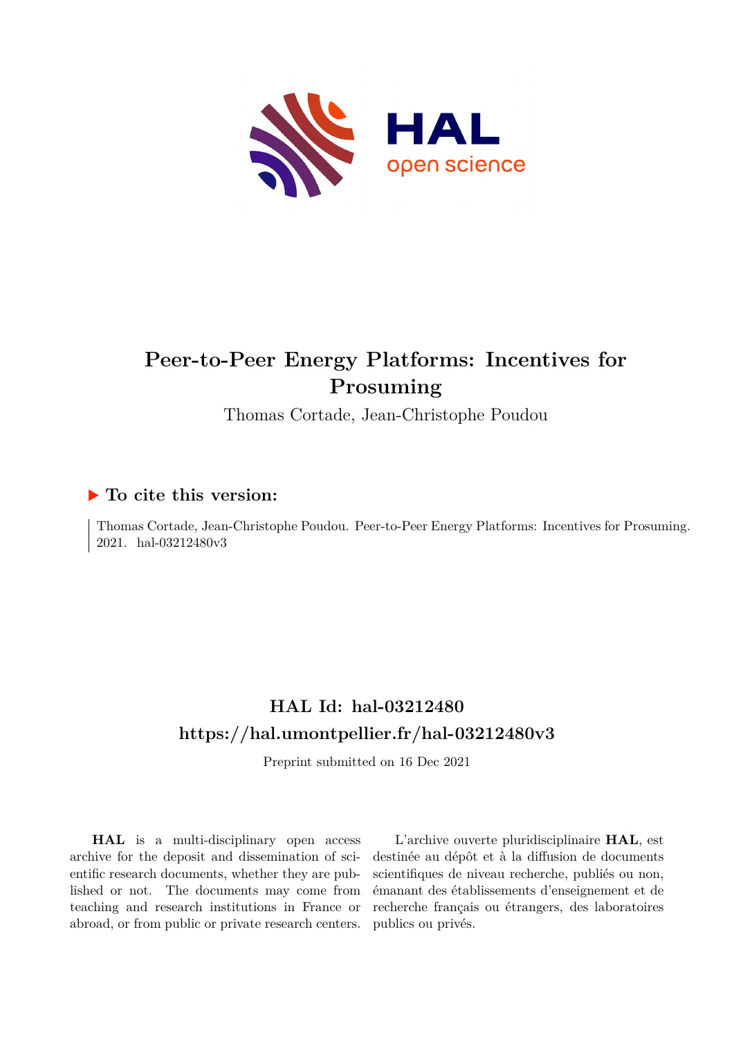# Peer-to-Peer Energy Platforms: Incentives for Prosuming

Thomas Cortade, Jean-Christophe Poudou

▶ **To cite this version:**

Thomas Cortade, Jean-Christophe Poudou. Peer-to-Peer Energy Platforms: Incentives for Prosuming. 2021. hal-03212480v3

## HAL Id: hal-03212480
## https://hal.umontpellier.fr/hal-03212480v3

Preprint submitted on 16 Dec 2021

**HAL** is a multi-disciplinary open access archive for the deposit and dissemination of scientific research documents, whether they are published or not. The documents may come from teaching and research institutions in France or abroad, or from public or private research centers.

L'archive ouverte pluridisciplinaire **HAL**, est destinée au dépôt et à la diffusion de documents scientifiques de niveau recherche, publiés ou non, émanant des établissements d'enseignement et de recherche français ou étrangers, des laboratoires publics ou privés.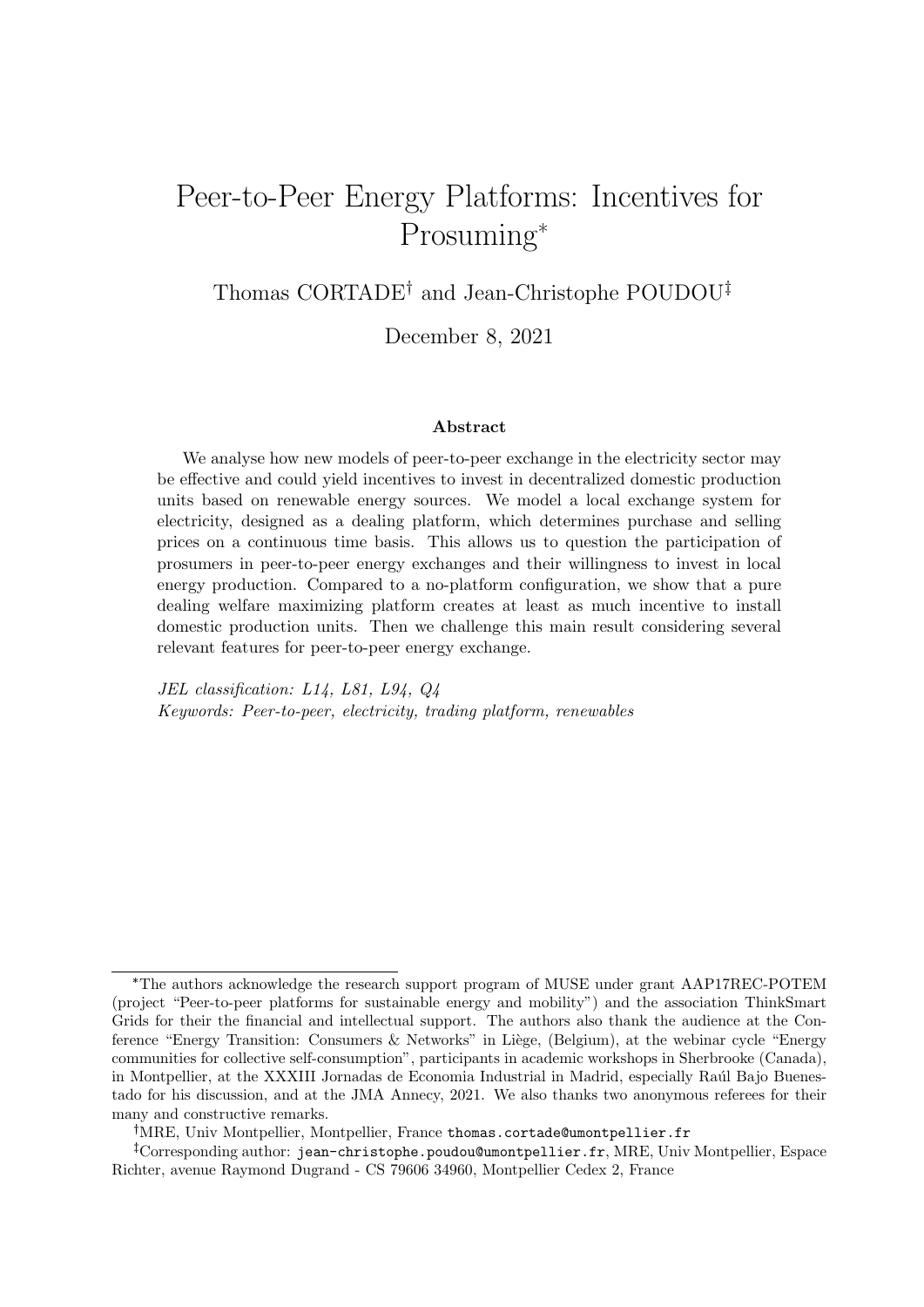# Peer-to-Peer Energy Platforms: Incentives for Prosuming*

Thomas CORTADE† and Jean-Christophe POUDOU‡

December 8, 2021

### Abstract

We analyse how new models of peer-to-peer exchange in the electricity sector may be effective and could yield incentives to invest in decentralized domestic production units based on renewable energy sources. We model a local exchange system for electricity, designed as a dealing platform, which determines purchase and selling prices on a continuous time basis. This allows us to question the participation of prosumers in peer-to-peer energy exchanges and their willingness to invest in local energy production. Compared to a no-platform configuration, we show that a pure dealing welfare maximizing platform creates at least as much incentive to install domestic production units. Then we challenge this main result considering several relevant features for peer-to-peer energy exchange.

*JEL classification: L14, L81, L94, Q4*
*Keywords: Peer-to-peer, electricity, trading platform, renewables*

---

*The authors acknowledge the research support program of MUSE under grant AAP17REC-POTEM (project "Peer-to-peer platforms for sustainable energy and mobility") and the association ThinkSmart Grids for their the financial and intellectual support. The authors also thank the audience at the Conference "Energy Transition: Consumers & Networks" in Liège, (Belgium), at the webinar cycle "Energy communities for collective self-consumption", participants in academic workshops in Sherbrooke (Canada), in Montpellier, at the XXXIII Jornadas de Economia Industrial in Madrid, especially Raúl Bajo Buenestado for his discussion, and at the JMA Annecy, 2021. We also thanks two anonymous referees for their many and constructive remarks.

†MRE, Univ Montpellier, Montpellier, France thomas.cortade@umontpellier.fr

‡Corresponding author: jean-christophe.poudou@umontpellier.fr, MRE, Univ Montpellier, Espace Richter, avenue Raymond Dugrand - CS 79606 34960, Montpellier Cedex 2, France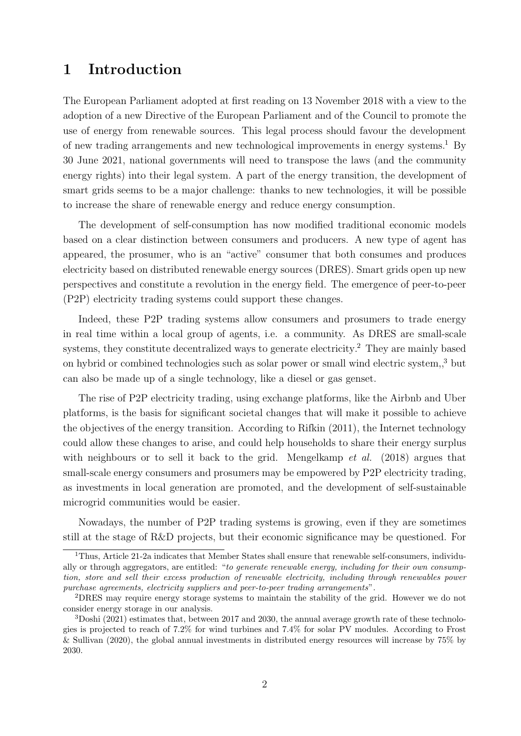# 1 Introduction

The European Parliament adopted at first reading on 13 November 2018 with a view to the adoption of a new Directive of the European Parliament and of the Council to promote the use of energy from renewable sources. This legal process should favour the development of new trading arrangements and new technological improvements in energy systems.[1] By 30 June 2021, national governments will need to transpose the laws (and the community energy rights) into their legal system. A part of the energy transition, the development of smart grids seems to be a major challenge: thanks to new technologies, it will be possible to increase the share of renewable energy and reduce energy consumption.

The development of self-consumption has now modified traditional economic models based on a clear distinction between consumers and producers. A new type of agent has appeared, the prosumer, who is an "active" consumer that both consumes and produces electricity based on distributed renewable energy sources (DRES). Smart grids open up new perspectives and constitute a revolution in the energy field. The emergence of peer-to-peer (P2P) electricity trading systems could support these changes.

Indeed, these P2P trading systems allow consumers and prosumers to trade energy in real time within a local group of agents, i.e. a community. As DRES are small-scale systems, they constitute decentralized ways to generate electricity.[2] They are mainly based on hybrid or combined technologies such as solar power or small wind electric system,,[3] but can also be made up of a single technology, like a diesel or gas genset.

The rise of P2P electricity trading, using exchange platforms, like the Airbnb and Uber platforms, is the basis for significant societal changes that will make it possible to achieve the objectives of the energy transition. According to Rifkin (2011), the Internet technology could allow these changes to arise, and could help households to share their energy surplus with neighbours or to sell it back to the grid. Mengelkamp *et al.* (2018) argues that small-scale energy consumers and prosumers may be empowered by P2P electricity trading, as investments in local generation are promoted, and the development of self-sustainable microgrid communities would be easier.

Nowadays, the number of P2P trading systems is growing, even if they are sometimes still at the stage of R&D projects, but their economic significance may be questioned. For

---

[1] Thus, Article 21-2a indicates that Member States shall ensure that renewable self-consumers, individually or through aggregators, are entitled: "*to generate renewable energy, including for their own consumption, store and sell their excess production of renewable electricity, including through renewables power purchase agreements, electricity suppliers and peer-to-peer trading arrangements*".

[2] DRES may require energy storage systems to maintain the stability of the grid. However we do not consider energy storage in our analysis.

[3] Doshi (2021) estimates that, between 2017 and 2030, the annual average growth rate of these technologies is projected to reach of 7.2% for wind turbines and 7.4% for solar PV modules. According to Frost & Sullivan (2020), the global annual investments in distributed energy resources will increase by 75% by 2030.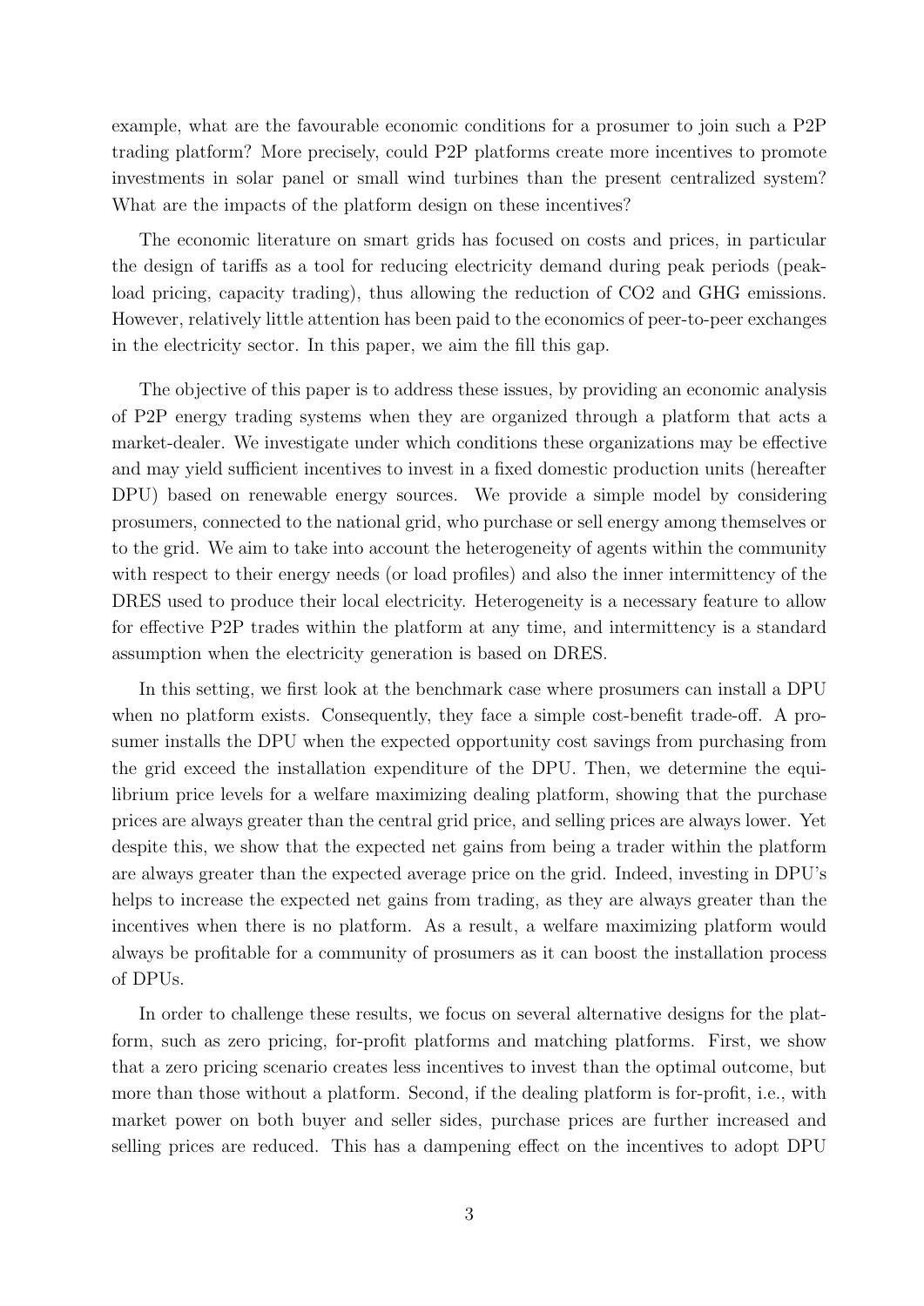example, what are the favourable economic conditions for a prosumer to join such a P2P trading platform? More precisely, could P2P platforms create more incentives to promote investments in solar panel or small wind turbines than the present centralized system? What are the impacts of the platform design on these incentives?

The economic literature on smart grids has focused on costs and prices, in particular the design of tariffs as a tool for reducing electricity demand during peak periods (peak-load pricing, capacity trading), thus allowing the reduction of CO2 and GHG emissions. However, relatively little attention has been paid to the economics of peer-to-peer exchanges in the electricity sector. In this paper, we aim the fill this gap.

The objective of this paper is to address these issues, by providing an economic analysis of P2P energy trading systems when they are organized through a platform that acts a market-dealer. We investigate under which conditions these organizations may be effective and may yield sufficient incentives to invest in a fixed domestic production units (hereafter DPU) based on renewable energy sources. We provide a simple model by considering prosumers, connected to the national grid, who purchase or sell energy among themselves or to the grid. We aim to take into account the heterogeneity of agents within the community with respect to their energy needs (or load profiles) and also the inner intermittency of the DRES used to produce their local electricity. Heterogeneity is a necessary feature to allow for effective P2P trades within the platform at any time, and intermittency is a standard assumption when the electricity generation is based on DRES.

In this setting, we first look at the benchmark case where prosumers can install a DPU when no platform exists. Consequently, they face a simple cost-benefit trade-off. A prosumer installs the DPU when the expected opportunity cost savings from purchasing from the grid exceed the installation expenditure of the DPU. Then, we determine the equilibrium price levels for a welfare maximizing dealing platform, showing that the purchase prices are always greater than the central grid price, and selling prices are always lower. Yet despite this, we show that the expected net gains from being a trader within the platform are always greater than the expected average price on the grid. Indeed, investing in DPU's helps to increase the expected net gains from trading, as they are always greater than the incentives when there is no platform. As a result, a welfare maximizing platform would always be profitable for a community of prosumers as it can boost the installation process of DPUs.

In order to challenge these results, we focus on several alternative designs for the platform, such as zero pricing, for-profit platforms and matching platforms. First, we show that a zero pricing scenario creates less incentives to invest than the optimal outcome, but more than those without a platform. Second, if the dealing platform is for-profit, i.e., with market power on both buyer and seller sides, purchase prices are further increased and selling prices are reduced. This has a dampening effect on the incentives to adopt DPU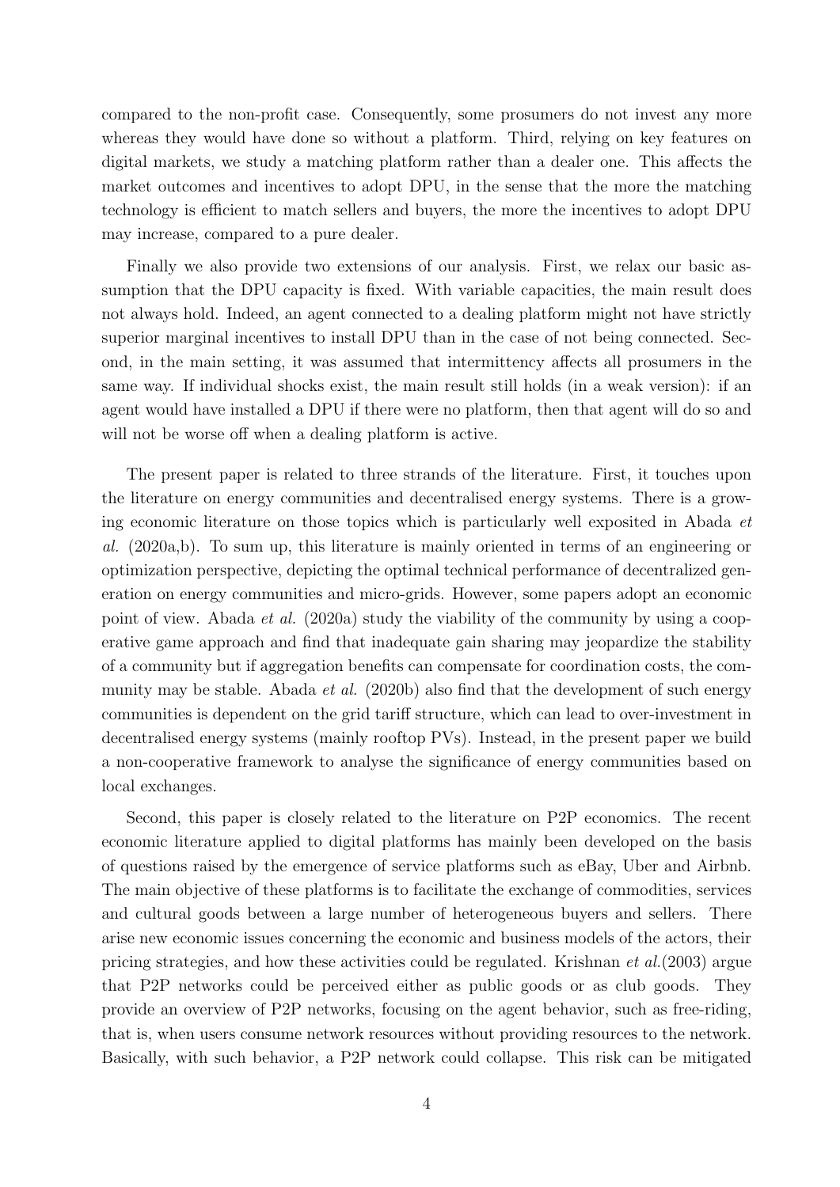compared to the non-profit case. Consequently, some prosumers do not invest any more whereas they would have done so without a platform. Third, relying on key features on digital markets, we study a matching platform rather than a dealer one. This affects the market outcomes and incentives to adopt DPU, in the sense that the more the matching technology is efficient to match sellers and buyers, the more the incentives to adopt DPU may increase, compared to a pure dealer.

Finally we also provide two extensions of our analysis. First, we relax our basic assumption that the DPU capacity is fixed. With variable capacities, the main result does not always hold. Indeed, an agent connected to a dealing platform might not have strictly superior marginal incentives to install DPU than in the case of not being connected. Second, in the main setting, it was assumed that intermittency affects all prosumers in the same way. If individual shocks exist, the main result still holds (in a weak version): if an agent would have installed a DPU if there were no platform, then that agent will do so and will not be worse off when a dealing platform is active.

The present paper is related to three strands of the literature. First, it touches upon the literature on energy communities and decentralised energy systems. There is a growing economic literature on those topics which is particularly well exposited in Abada *et al.* (2020a,b). To sum up, this literature is mainly oriented in terms of an engineering or optimization perspective, depicting the optimal technical performance of decentralized generation on energy communities and micro-grids. However, some papers adopt an economic point of view. Abada *et al.* (2020a) study the viability of the community by using a cooperative game approach and find that inadequate gain sharing may jeopardize the stability of a community but if aggregation benefits can compensate for coordination costs, the community may be stable. Abada *et al.* (2020b) also find that the development of such energy communities is dependent on the grid tariff structure, which can lead to over-investment in decentralised energy systems (mainly rooftop PVs). Instead, in the present paper we build a non-cooperative framework to analyse the significance of energy communities based on local exchanges.

Second, this paper is closely related to the literature on P2P economics. The recent economic literature applied to digital platforms has mainly been developed on the basis of questions raised by the emergence of service platforms such as eBay, Uber and Airbnb. The main objective of these platforms is to facilitate the exchange of commodities, services and cultural goods between a large number of heterogeneous buyers and sellers. There arise new economic issues concerning the economic and business models of the actors, their pricing strategies, and how these activities could be regulated. Krishnan *et al.*(2003) argue that P2P networks could be perceived either as public goods or as club goods. They provide an overview of P2P networks, focusing on the agent behavior, such as free-riding, that is, when users consume network resources without providing resources to the network. Basically, with such behavior, a P2P network could collapse. This risk can be mitigated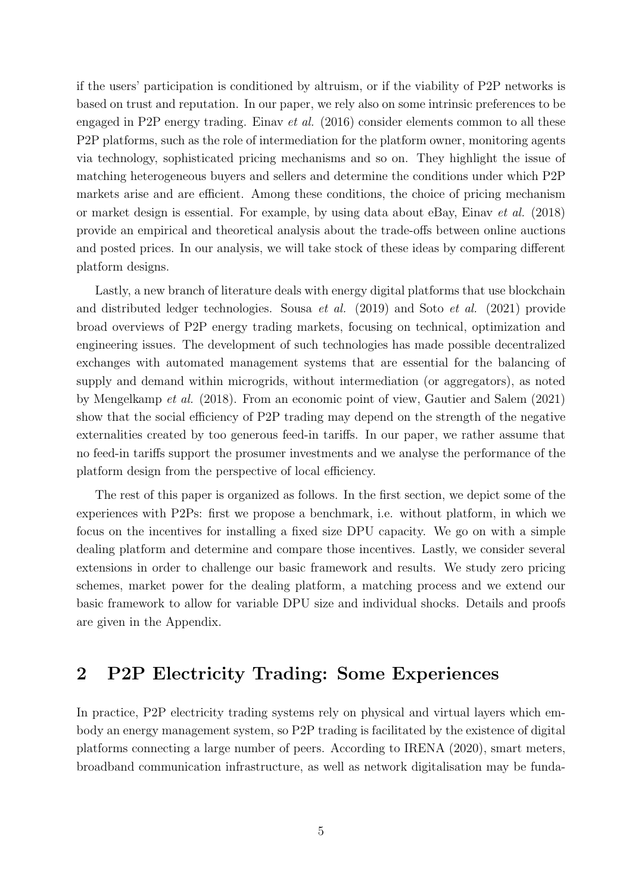if the users' participation is conditioned by altruism, or if the viability of P2P networks is based on trust and reputation. In our paper, we rely also on some intrinsic preferences to be engaged in P2P energy trading. Einav *et al.* (2016) consider elements common to all these P2P platforms, such as the role of intermediation for the platform owner, monitoring agents via technology, sophisticated pricing mechanisms and so on. They highlight the issue of matching heterogeneous buyers and sellers and determine the conditions under which P2P markets arise and are efficient. Among these conditions, the choice of pricing mechanism or market design is essential. For example, by using data about eBay, Einav *et al.* (2018) provide an empirical and theoretical analysis about the trade-offs between online auctions and posted prices. In our analysis, we will take stock of these ideas by comparing different platform designs.

Lastly, a new branch of literature deals with energy digital platforms that use blockchain and distributed ledger technologies. Sousa *et al.* (2019) and Soto *et al.* (2021) provide broad overviews of P2P energy trading markets, focusing on technical, optimization and engineering issues. The development of such technologies has made possible decentralized exchanges with automated management systems that are essential for the balancing of supply and demand within microgrids, without intermediation (or aggregators), as noted by Mengelkamp *et al.* (2018). From an economic point of view, Gautier and Salem (2021) show that the social efficiency of P2P trading may depend on the strength of the negative externalities created by too generous feed-in tariffs. In our paper, we rather assume that no feed-in tariffs support the prosumer investments and we analyse the performance of the platform design from the perspective of local efficiency.

The rest of this paper is organized as follows. In the first section, we depict some of the experiences with P2Ps: first we propose a benchmark, i.e. without platform, in which we focus on the incentives for installing a fixed size DPU capacity. We go on with a simple dealing platform and determine and compare those incentives. Lastly, we consider several extensions in order to challenge our basic framework and results. We study zero pricing schemes, market power for the dealing platform, a matching process and we extend our basic framework to allow for variable DPU size and individual shocks. Details and proofs are given in the Appendix.

## 2 P2P Electricity Trading: Some Experiences

In practice, P2P electricity trading systems rely on physical and virtual layers which embody an energy management system, so P2P trading is facilitated by the existence of digital platforms connecting a large number of peers. According to IRENA (2020), smart meters, broadband communication infrastructure, as well as network digitalisation may be funda-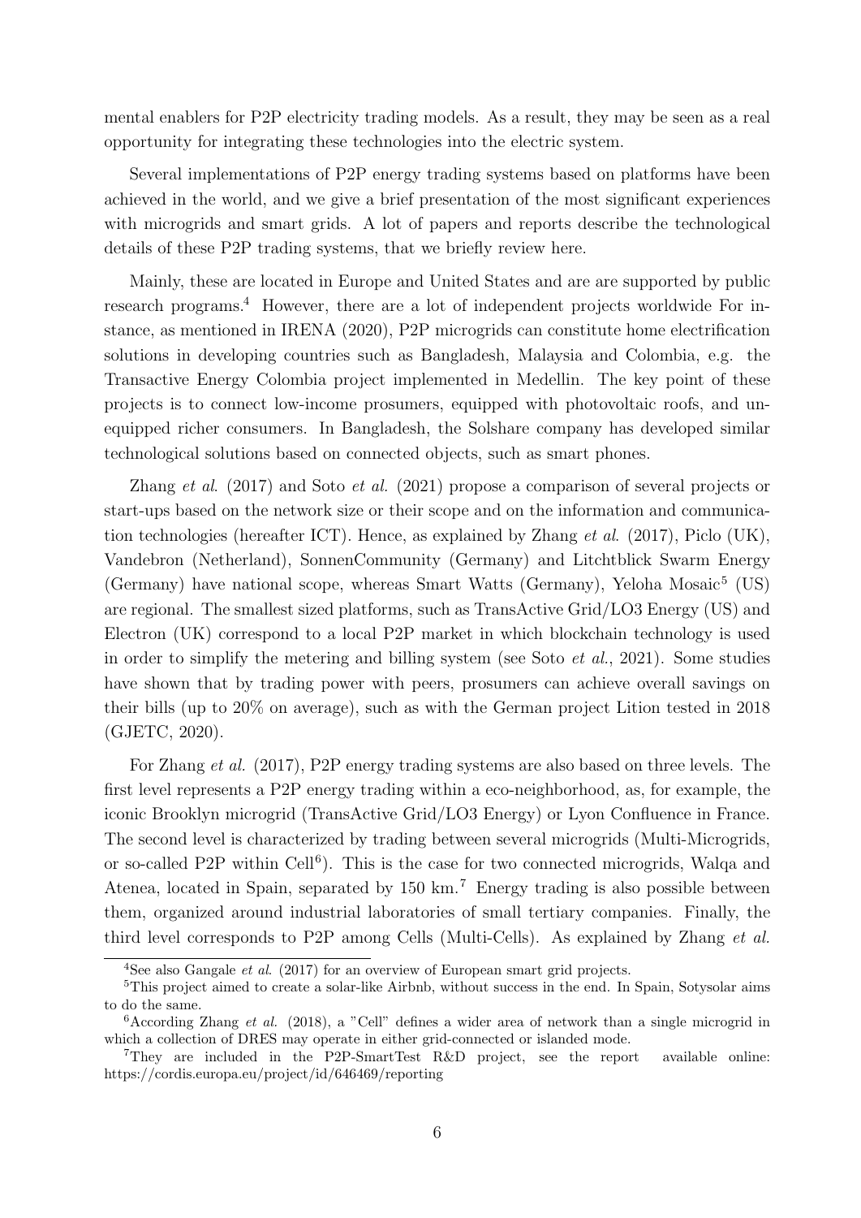mental enablers for P2P electricity trading models. As a result, they may be seen as a real opportunity for integrating these technologies into the electric system.

Several implementations of P2P energy trading systems based on platforms have been achieved in the world, and we give a brief presentation of the most significant experiences with microgrids and smart grids. A lot of papers and reports describe the technological details of these P2P trading systems, that we briefly review here.

Mainly, these are located in Europe and United States and are are supported by public research programs.[4] However, there are a lot of independent projects worldwide For instance, as mentioned in IRENA (2020), P2P microgrids can constitute home electrification solutions in developing countries such as Bangladesh, Malaysia and Colombia, e.g. the Transactive Energy Colombia project implemented in Medellin. The key point of these projects is to connect low-income prosumers, equipped with photovoltaic roofs, and unequipped richer consumers. In Bangladesh, the Solshare company has developed similar technological solutions based on connected objects, such as smart phones.

Zhang *et al*. (2017) and Soto *et al.* (2021) propose a comparison of several projects or start-ups based on the network size or their scope and on the information and communication technologies (hereafter ICT). Hence, as explained by Zhang *et al*. (2017), Piclo (UK), Vandebron (Netherland), SonnenCommunity (Germany) and Litchtblick Swarm Energy (Germany) have national scope, whereas Smart Watts (Germany), Yeloha Mosaic[5] (US) are regional. The smallest sized platforms, such as TransActive Grid/LO3 Energy (US) and Electron (UK) correspond to a local P2P market in which blockchain technology is used in order to simplify the metering and billing system (see Soto *et al.*, 2021). Some studies have shown that by trading power with peers, prosumers can achieve overall savings on their bills (up to 20% on average), such as with the German project Lition tested in 2018 (GJETC, 2020).

For Zhang *et al.* (2017), P2P energy trading systems are also based on three levels. The first level represents a P2P energy trading within a eco-neighborhood, as, for example, the iconic Brooklyn microgrid (TransActive Grid/LO3 Energy) or Lyon Confluence in France. The second level is characterized by trading between several microgrids (Multi-Microgrids, or so-called P2P within Cell[6]). This is the case for two connected microgrids, Walqa and Atenea, located in Spain, separated by 150 km.[7] Energy trading is also possible between them, organized around industrial laboratories of small tertiary companies. Finally, the third level corresponds to P2P among Cells (Multi-Cells). As explained by Zhang *et al.*

[4] See also Gangale *et al*. (2017) for an overview of European smart grid projects.

[5] This project aimed to create a solar-like Airbnb, without success in the end. In Spain, Sotysolar aims to do the same.

[6] According Zhang *et al.* (2018), a "Cell" defines a wider area of network than a single microgrid in which a collection of DRES may operate in either grid-connected or islanded mode.

[7] They are included in the P2P-SmartTest R&D project, see the report available online: https://cordis.europa.eu/project/id/646469/reporting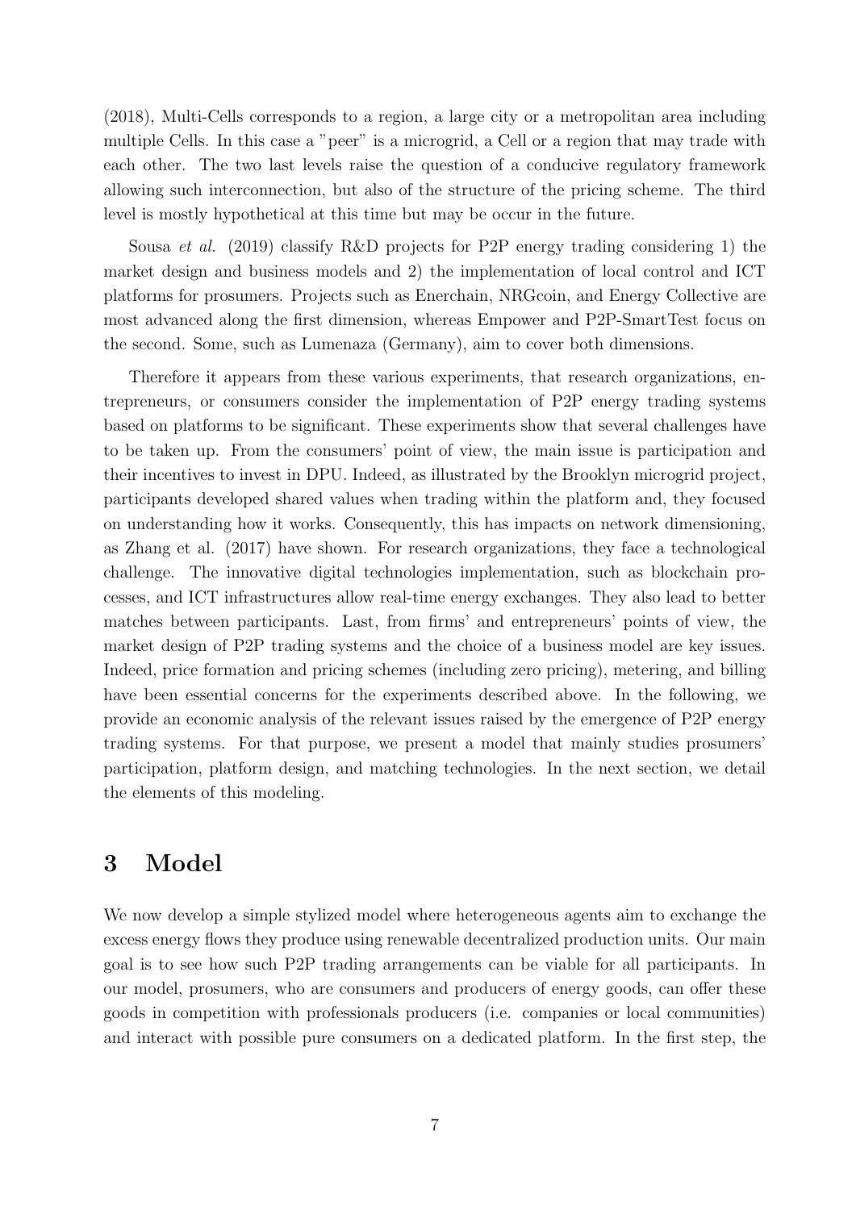(2018), Multi-Cells corresponds to a region, a large city or a metropolitan area including multiple Cells. In this case a "peer" is a microgrid, a Cell or a region that may trade with each other. The two last levels raise the question of a conducive regulatory framework allowing such interconnection, but also of the structure of the pricing scheme. The third level is mostly hypothetical at this time but may be occur in the future.

Sousa *et al.* (2019) classify R&D projects for P2P energy trading considering 1) the market design and business models and 2) the implementation of local control and ICT platforms for prosumers. Projects such as Enerchain, NRGcoin, and Energy Collective are most advanced along the first dimension, whereas Empower and P2P-SmartTest focus on the second. Some, such as Lumenaza (Germany), aim to cover both dimensions.

Therefore it appears from these various experiments, that research organizations, entrepreneurs, or consumers consider the implementation of P2P energy trading systems based on platforms to be significant. These experiments show that several challenges have to be taken up. From the consumers' point of view, the main issue is participation and their incentives to invest in DPU. Indeed, as illustrated by the Brooklyn microgrid project, participants developed shared values when trading within the platform and, they focused on understanding how it works. Consequently, this has impacts on network dimensioning, as Zhang et al. (2017) have shown. For research organizations, they face a technological challenge. The innovative digital technologies implementation, such as blockchain processes, and ICT infrastructures allow real-time energy exchanges. They also lead to better matches between participants. Last, from firms' and entrepreneurs' points of view, the market design of P2P trading systems and the choice of a business model are key issues. Indeed, price formation and pricing schemes (including zero pricing), metering, and billing have been essential concerns for the experiments described above. In the following, we provide an economic analysis of the relevant issues raised by the emergence of P2P energy trading systems. For that purpose, we present a model that mainly studies prosumers' participation, platform design, and matching technologies. In the next section, we detail the elements of this modeling.

## 3 Model

We now develop a simple stylized model where heterogeneous agents aim to exchange the excess energy flows they produce using renewable decentralized production units. Our main goal is to see how such P2P trading arrangements can be viable for all participants. In our model, prosumers, who are consumers and producers of energy goods, can offer these goods in competition with professionals producers (i.e. companies or local communities) and interact with possible pure consumers on a dedicated platform. In the first step, the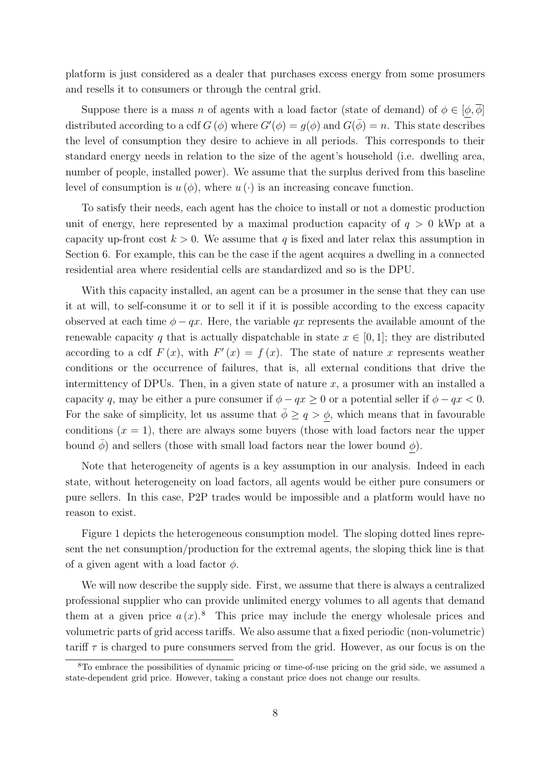platform is just considered as a dealer that purchases excess energy from some prosumers and resells it to consumers or through the central grid.

Suppose there is a mass $n$ of agents with a load factor (state of demand) of $\phi \in [\underline{\phi}, \overline{\phi}]$ distributed according to a cdf $G(\phi)$ where $G'(\phi) = g(\phi)$ and $G(\bar{\phi}) = n$. This state describes the level of consumption they desire to achieve in all periods. This corresponds to their standard energy needs in relation to the size of the agent's household (i.e. dwelling area, number of people, installed power). We assume that the surplus derived from this baseline level of consumption is $u(\phi)$, where $u(\cdot)$ is an increasing concave function.

To satisfy their needs, each agent has the choice to install or not a domestic production unit of energy, here represented by a maximal production capacity of $q > 0$ kWp at a capacity up-front cost $k > 0$. We assume that $q$ is fixed and later relax this assumption in Section 6. For example, this can be the case if the agent acquires a dwelling in a connected residential area where residential cells are standardized and so is the DPU.

With this capacity installed, an agent can be a prosumer in the sense that they can use it at will, to self-consume it or to sell it if it is possible according to the excess capacity observed at each time $\phi - qx$. Here, the variable $qx$ represents the available amount of the renewable capacity $q$ that is actually dispatchable in state $x \in [0, 1]$; they are distributed according to a cdf $F(x)$, with $F'(x) = f(x)$. The state of nature $x$ represents weather conditions or the occurrence of failures, that is, all external conditions that drive the intermittency of DPUs. Then, in a given state of nature $x$, a prosumer with an installed a capacity $q$, may be either a pure consumer if $\phi - qx \geq 0$ or a potential seller if $\phi - qx < 0$. For the sake of simplicity, let us assume that $\bar{\phi} \geq q > \underline{\phi}$, which means that in favourable conditions ($x = 1$), there are always some buyers (those with load factors near the upper bound $\bar{\phi}$) and sellers (those with small load factors near the lower bound $\underline{\phi}$).

Note that heterogeneity of agents is a key assumption in our analysis. Indeed in each state, without heterogeneity on load factors, all agents would be either pure consumers or pure sellers. In this case, P2P trades would be impossible and a platform would have no reason to exist.

Figure 1 depicts the heterogeneous consumption model. The sloping dotted lines represent the net consumption/production for the extremal agents, the sloping thick line is that of a given agent with a load factor $\phi$.

We will now describe the supply side. First, we assume that there is always a centralized professional supplier who can provide unlimited energy volumes to all agents that demand them at a given price $a(x)$.[8] This price may include the energy wholesale prices and volumetric parts of grid access tariffs. We also assume that a fixed periodic (non-volumetric) tariff $\tau$ is charged to pure consumers served from the grid. However, as our focus is on the

[8] To embrace the possibilities of dynamic pricing or time-of-use pricing on the grid side, we assumed a state-dependent grid price. However, taking a constant price does not change our results.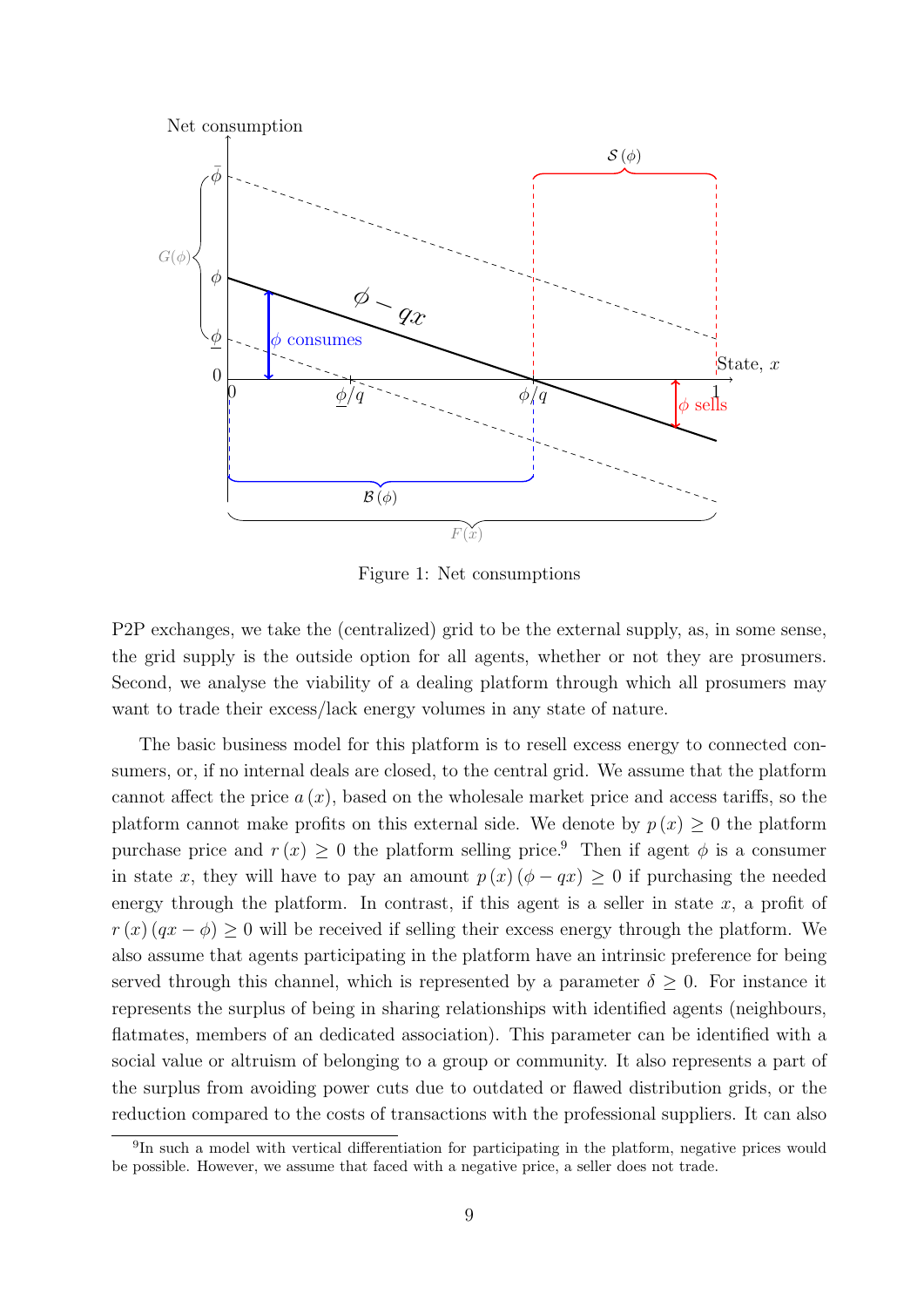Figure 1: Net consumptions

P2P exchanges, we take the (centralized) grid to be the external supply, as, in some sense, the grid supply is the outside option for all agents, whether or not they are prosumers. Second, we analyse the viability of a dealing platform through which all prosumers may want to trade their excess/lack energy volumes in any state of nature.

The basic business model for this platform is to resell excess energy to connected consumers, or, if no internal deals are closed, to the central grid. We assume that the platform cannot affect the price $a(x)$, based on the wholesale market price and access tariffs, so the platform cannot make profits on this external side. We denote by $p(x) \geq 0$ the platform purchase price and $r(x) \geq 0$ the platform selling price.[9] Then if agent $\phi$ is a consumer in state $x$, they will have to pay an amount $p(x)(\phi - qx) \geq 0$ if purchasing the needed energy through the platform. In contrast, if this agent is a seller in state $x$, a profit of $r(x)(qx - \phi) \geq 0$ will be received if selling their excess energy through the platform. We also assume that agents participating in the platform have an intrinsic preference for being served through this channel, which is represented by a parameter $\delta \geq 0$. For instance it represents the surplus of being in sharing relationships with identified agents (neighbours, flatmates, members of an dedicated association). This parameter can be identified with a social value or altruism of belonging to a group or community. It also represents a part of the surplus from avoiding power cuts due to outdated or flawed distribution grids, or the reduction compared to the costs of transactions with the professional suppliers. It can also

[9] In such a model with vertical differentiation for participating in the platform, negative prices would be possible. However, we assume that faced with a negative price, a seller does not trade.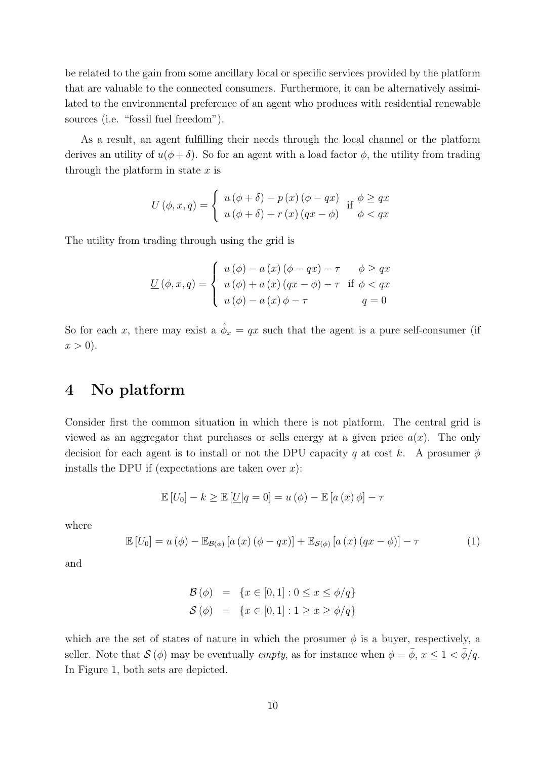be related to the gain from some ancillary local or specific services provided by the platform that are valuable to the connected consumers. Furthermore, it can be alternatively assimilated to the environmental preference of an agent who produces with residential renewable sources (i.e. "fossil fuel freedom").

As a result, an agent fulfilling their needs through the local channel or the platform derives an utility of $u(\phi + \delta)$. So for an agent with a load factor $\phi$, the utility from trading through the platform in state $x$ is

$$U(\phi, x, q) = \begin{cases} u(\phi + \delta) - p(x)(\phi - qx) & \text{if } \phi \geq qx \\ u(\phi + \delta) + r(x)(qx - \phi) & \phi < qx \end{cases}$$

The utility from trading through using the grid is

$$\underline{U}(\phi, x, q) = \begin{cases} u(\phi) - a(x)(\phi - qx) - \tau & \phi \geq qx \\ u(\phi) + a(x)(qx - \phi) - \tau & \text{if } \phi < qx \\ u(\phi) - a(x)\phi - \tau & q = 0 \end{cases}$$

So for each $x$, there may exist a $\hat{\phi}_x = qx$ such that the agent is a pure self-consumer (if $x > 0$).

# 4 No platform

Consider first the common situation in which there is not platform. The central grid is viewed as an aggregator that purchases or sells energy at a given price $a(x)$. The only decision for each agent is to install or not the DPU capacity $q$ at cost $k$. A prosumer $\phi$ installs the DPU if (expectations are taken over $x$):

$$\mathbb{E}[U_0] - k \geq \mathbb{E}[\underline{U}|q = 0] = u(\phi) - \mathbb{E}[a(x)\phi] - \tau$$

where

$$\mathbb{E}[U_0] = u(\phi) - \mathbb{E}_{\mathcal{B}(\phi)}[a(x)(\phi - qx)] + \mathbb{E}_{\mathcal{S}(\phi)}[a(x)(qx - \phi)] - \tau \tag{1}$$

and

$$\begin{aligned} \mathcal{B}(\phi) &= \{x \in [0,1] : 0 \leq x \leq \phi/q\} \\ \mathcal{S}(\phi) &= \{x \in [0,1] : 1 \geq x \geq \phi/q\} \end{aligned}$$

which are the set of states of nature in which the prosumer $\phi$ is a buyer, respectively, a seller. Note that $\mathcal{S}(\phi)$ may be eventually *empty*, as for instance when $\phi = \bar{\phi}$, $x \leq 1 < \bar{\phi}/q$. In Figure 1, both sets are depicted.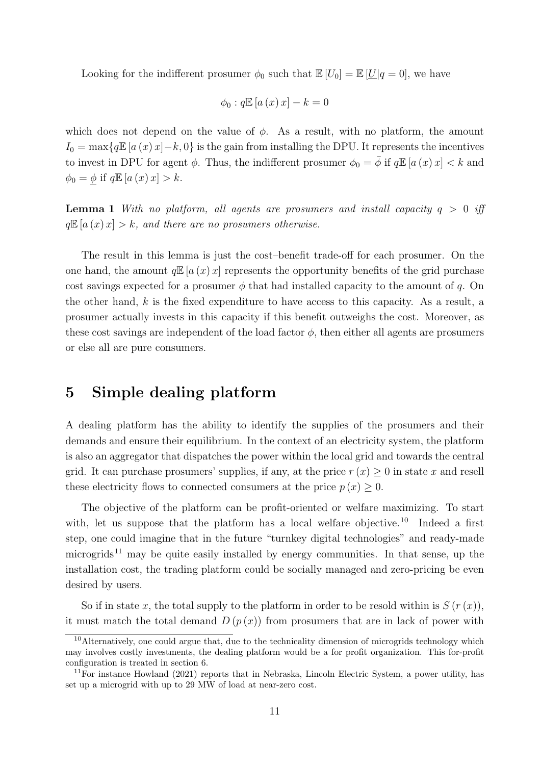Looking for the indifferent prosumer $\phi_0$ such that $\mathbb{E}[U_0] = \mathbb{E}[\underline{U}|q = 0]$, we have

$$\phi_0 : q\mathbb{E}[a(x)x] - k = 0$$

which does not depend on the value of $\phi$. As a result, with no platform, the amount $I_0 = \max\{q\mathbb{E}[a(x)x] - k, 0\}$ is the gain from installing the DPU. It represents the incentives to invest in DPU for agent $\phi$. Thus, the indifferent prosumer $\phi_0 = \bar{\phi}$ if $q\mathbb{E}[a(x)x] < k$ and $\phi_0 = \underline{\phi}$ if $q\mathbb{E}[a(x)x] > k$.

**Lemma 1** *With no platform, all agents are prosumers and install capacity $q > 0$ iff $q\mathbb{E}[a(x)x] > k$, and there are no prosumers otherwise.*

The result in this lemma is just the cost–benefit trade-off for each prosumer. On the one hand, the amount $q\mathbb{E}[a(x)x]$ represents the opportunity benefits of the grid purchase cost savings expected for a prosumer $\phi$ that had installed capacity to the amount of $q$. On the other hand, $k$ is the fixed expenditure to have access to this capacity. As a result, a prosumer actually invests in this capacity if this benefit outweighs the cost. Moreover, as these cost savings are independent of the load factor $\phi$, then either all agents are prosumers or else all are pure consumers.

# 5 Simple dealing platform

A dealing platform has the ability to identify the supplies of the prosumers and their demands and ensure their equilibrium. In the context of an electricity system, the platform is also an aggregator that dispatches the power within the local grid and towards the central grid. It can purchase prosumers' supplies, if any, at the price $r(x) \geq 0$ in state $x$ and resell these electricity flows to connected consumers at the price $p(x) \geq 0$.

The objective of the platform can be profit-oriented or welfare maximizing. To start with, let us suppose that the platform has a local welfare objective.[10] Indeed a first step, one could imagine that in the future "turnkey digital technologies" and ready-made microgrids[11] may be quite easily installed by energy communities. In that sense, up the installation cost, the trading platform could be socially managed and zero-pricing be even desired by users.

So if in state $x$, the total supply to the platform in order to be resold within is $S(r(x))$, it must match the total demand $D(p(x))$ from prosumers that are in lack of power with

[10] Alternatively, one could argue that, due to the technicality dimension of microgrids technology which may involves costly investments, the dealing platform would be a for profit organization. This for-profit configuration is treated in section 6.

[11] For instance Howland (2021) reports that in Nebraska, Lincoln Electric System, a power utility, has set up a microgrid with up to 29 MW of load at near-zero cost.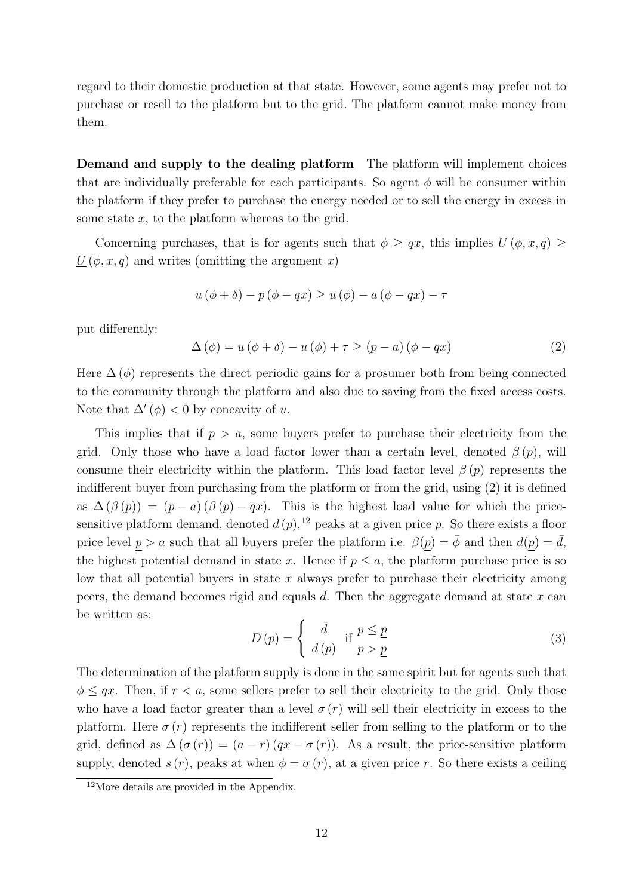regard to their domestic production at that state. However, some agents may prefer not to purchase or resell to the platform but to the grid. The platform cannot make money from them.

**Demand and supply to the dealing platform** The platform will implement choices that are individually preferable for each participants. So agent $\phi$ will be consumer within the platform if they prefer to purchase the energy needed or to sell the energy in excess in some state $x$, to the platform whereas to the grid.

Concerning purchases, that is for agents such that $\phi \geq qx$, this implies $U(\phi, x, q) \geq \underline{U}(\phi, x, q)$ and writes (omitting the argument $x$)

$$u(\phi + \delta) - p(\phi - qx) \geq u(\phi) - a(\phi - qx) - \tau$$

put differently:

$$\Delta(\phi) = u(\phi + \delta) - u(\phi) + \tau \geq (p - a)(\phi - qx) \tag{2}$$

Here $\Delta(\phi)$ represents the direct periodic gains for a prosumer both from being connected to the community through the platform and also due to saving from the fixed access costs. Note that $\Delta'(\phi) < 0$ by concavity of $u$.

This implies that if $p > a$, some buyers prefer to purchase their electricity from the grid. Only those who have a load factor lower than a certain level, denoted $\beta(p)$, will consume their electricity within the platform. This load factor level $\beta(p)$ represents the indifferent buyer from purchasing from the platform or from the grid, using (2) it is defined as $\Delta(\beta(p)) = (p - a)(\beta(p) - qx)$. This is the highest load value for which the price-sensitive platform demand, denoted $d(p)$,[12] peaks at a given price $p$. So there exists a floor price level $\underline{p} > a$ such that all buyers prefer the platform i.e. $\beta(\underline{p}) = \bar{\phi}$ and then $d(\underline{p}) = \bar{d}$, the highest potential demand in state $x$. Hence if $p \leq a$, the platform purchase price is so low that all potential buyers in state $x$ always prefer to purchase their electricity among peers, the demand becomes rigid and equals $\bar{d}$. Then the aggregate demand at state $x$ can be written as:

$$D(p) = \begin{cases} \bar{d} & \text{if } p \leq \underline{p} \\ d(p) & \phantom{\text{if }} p > \underline{p} \end{cases} \tag{3}$$

The determination of the platform supply is done in the same spirit but for agents such that $\phi \leq qx$. Then, if $r < a$, some sellers prefer to sell their electricity to the grid. Only those who have a load factor greater than a level $\sigma(r)$ will sell their electricity in excess to the platform. Here $\sigma(r)$ represents the indifferent seller from selling to the platform or to the grid, defined as $\Delta(\sigma(r)) = (a - r)(qx - \sigma(r))$. As a result, the price-sensitive platform supply, denoted $s(r)$, peaks at when $\phi = \sigma(r)$, at a given price $r$. So there exists a ceiling

[12] More details are provided in the Appendix.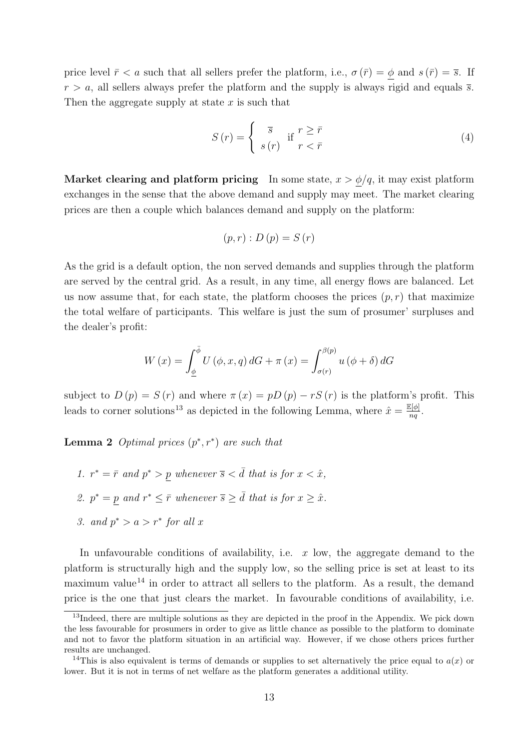price level $\bar{r} < a$ such that all sellers prefer the platform, i.e., $\sigma(\bar{r}) = \underline{\phi}$ and $s(\bar{r}) = \bar{s}$. If $r > a$, all sellers always prefer the platform and the supply is always rigid and equals $\bar{s}$. Then the aggregate supply at state $x$ is such that

$$S(r) = \begin{cases} \bar{s} & \text{if } r \geq \bar{r} \\ s(r) & \phantom{\text{if }} r < \bar{r} \end{cases} \tag{4}$$

**Market clearing and platform pricing** In some state, $x > \underline{\phi}/q$, it may exist platform exchanges in the sense that the above demand and supply may meet. The market clearing prices are then a couple which balances demand and supply on the platform:

$$(p, r) : D(p) = S(r)$$

As the grid is a default option, the non served demands and supplies through the platform are served by the central grid. As a result, in any time, all energy flows are balanced. Let us now assume that, for each state, the platform chooses the prices $(p, r)$ that maximize the total welfare of participants. This welfare is just the sum of prosumer' surpluses and the dealer's profit:

$$W(x) = \int_{\underline{\phi}}^{\bar{\phi}} U(\phi, x, q)\, dG + \pi(x) = \int_{\sigma(r)}^{\beta(p)} u(\phi + \delta)\, dG$$

subject to $D(p) = S(r)$ and where $\pi(x) = pD(p) - rS(r)$ is the platform's profit. This leads to corner solutions[13] as depicted in the following Lemma, where $\hat{x} = \frac{\mathbb{E}[\phi]}{nq}$.

**Lemma 2** *Optimal prices $(p^*, r^*)$ are such that*

1. *$r^* = \bar{r}$ and $p^* > \underline{p}$ whenever $\bar{s} < \bar{d}$ that is for $x < \hat{x}$,*
2. *$p^* = \underline{p}$ and $r^* \leq \bar{r}$ whenever $\bar{s} \geq \bar{d}$ that is for $x \geq \hat{x}$.*
3. *and $p^* > a > r^*$ for all $x$*

In unfavourable conditions of availability, i.e. $x$ low, the aggregate demand to the platform is structurally high and the supply low, so the selling price is set at least to its maximum value[14] in order to attract all sellers to the platform. As a result, the demand price is the one that just clears the market. In favourable conditions of availability, i.e.

[13] Indeed, there are multiple solutions as they are depicted in the proof in the Appendix. We pick down the less favourable for prosumers in order to give as little chance as possible to the platform to dominate and not to favor the platform situation in an artificial way. However, if we chose others prices further results are unchanged.

[14] This is also equivalent is terms of demands or supplies to set alternatively the price equal to $a(x)$ or lower. But it is not in terms of net welfare as the platform generates a additional utility.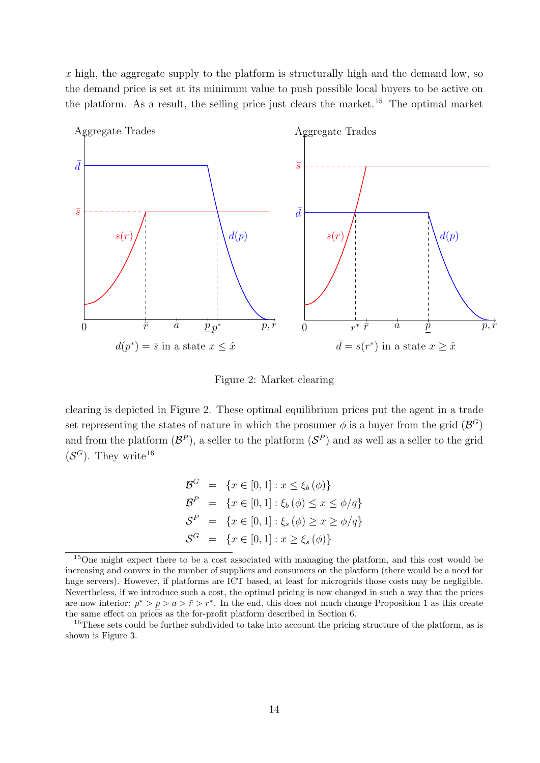$x$ high, the aggregate supply to the platform is structurally high and the demand low, so the demand price is set at its minimum value to push possible local buyers to be active on the platform. As a result, the selling price just clears the market.[15] The optimal market

$d(p^*) = \bar{s}$ in a state $x \leq \hat{x}$

$\bar{d} = s(r^*)$ in a state $x \geq \hat{x}$

Figure 2: Market clearing

clearing is depicted in Figure 2. These optimal equilibrium prices put the agent in a trade set representing the states of nature in which the prosumer $\phi$ is a buyer from the grid ($\mathcal{B}^G$) and from the platform ($\mathcal{B}^P$), a seller to the platform ($\mathcal{S}^P$) and as well as a seller to the grid ($\mathcal{S}^G$). They write[16]

$$
\begin{aligned}
\mathcal{B}^G &= \{x \in [0,1] : x \leq \xi_b(\phi)\} \\
\mathcal{B}^P &= \{x \in [0,1] : \xi_b(\phi) \leq x \leq \phi/q\} \\
\mathcal{S}^P &= \{x \in [0,1] : \xi_s(\phi) \geq x \geq \phi/q\} \\
\mathcal{S}^G &= \{x \in [0,1] : x \geq \xi_s(\phi)\}
\end{aligned}
$$

[15] One might expect there to be a cost associated with managing the platform, and this cost would be increasing and convex in the number of suppliers and consumers on the platform (there would be a need for huge servers). However, if platforms are ICT based, at least for microgrids those costs may be negligible. Nevertheless, if we introduce such a cost, the optimal pricing is now changed in such a way that the prices are now interior: $p^* > \underline{p} > a > \bar{r} > r^*$. In the end, this does not much change Proposition 1 as this create the same effect on prices as the for-profit platform described in Section 6.

[16] These sets could be further subdivided to take into account the pricing structure of the platform, as is shown is Figure 3.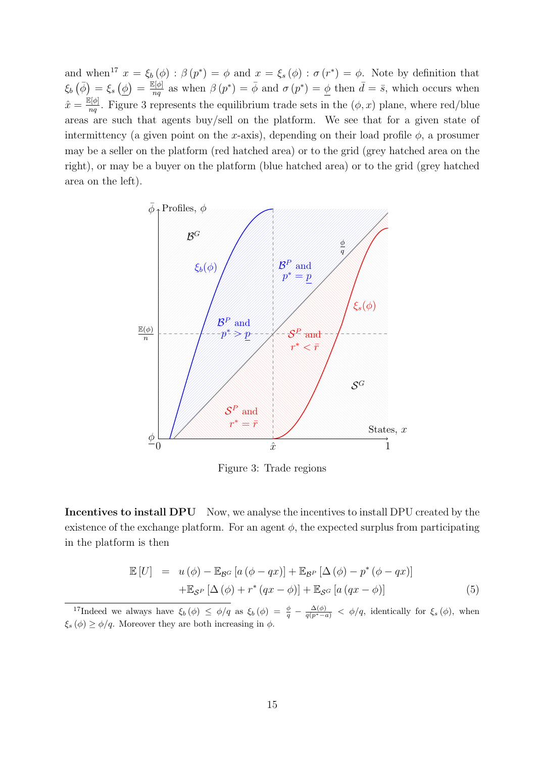and when[17] $x = \xi_b(\phi) : \beta(p^*) = \phi$ and $x = \xi_s(\phi) : \sigma(r^*) = \phi$. Note by definition that $\xi_b(\bar{\phi}) = \xi_s(\underline{\phi}) = \frac{\mathbb{E}[\phi]}{nq}$ as when $\beta(p^*) = \bar{\phi}$ and $\sigma(p^*) = \underline{\phi}$ then $\bar{d} = \bar{s}$, which occurs when $\hat{x} = \frac{\mathbb{E}[\phi]}{nq}$. Figure 3 represents the equilibrium trade sets in the $(\phi, x)$ plane, where red/blue areas are such that agents buy/sell on the platform. We see that for a given state of intermittency (a given point on the $x$-axis), depending on their load profile $\phi$, a prosumer may be a seller on the platform (red hatched area) or to the grid (grey hatched area on the right), or may be a buyer on the platform (blue hatched area) or to the grid (grey hatched area on the left).

Figure 3: Trade regions

**Incentives to install DPU** Now, we analyse the incentives to install DPU created by the existence of the exchange platform. For an agent $\phi$, the expected surplus from participating in the platform is then

$$
\begin{aligned}
\mathbb{E}[U] \;=\; & u(\phi) - \mathbb{E}_{\mathcal{B}^G}[a(\phi - qx)] + \mathbb{E}_{\mathcal{B}^P}[\Delta(\phi) - p^*(\phi - qx)] \\
& + \mathbb{E}_{\mathcal{S}^P}[\Delta(\phi) + r^*(qx - \phi)] + \mathbb{E}_{\mathcal{S}^G}[a(qx - \phi)]
\end{aligned} \tag{5}
$$

[17] Indeed we always have $\xi_b(\phi) \leq \phi/q$ as $\xi_b(\phi) = \frac{\phi}{q} - \frac{\Delta(\phi)}{q(p^* - a)} < \phi/q$, identically for $\xi_s(\phi)$, when $\xi_s(\phi) \geq \phi/q$. Moreover they are both increasing in $\phi$.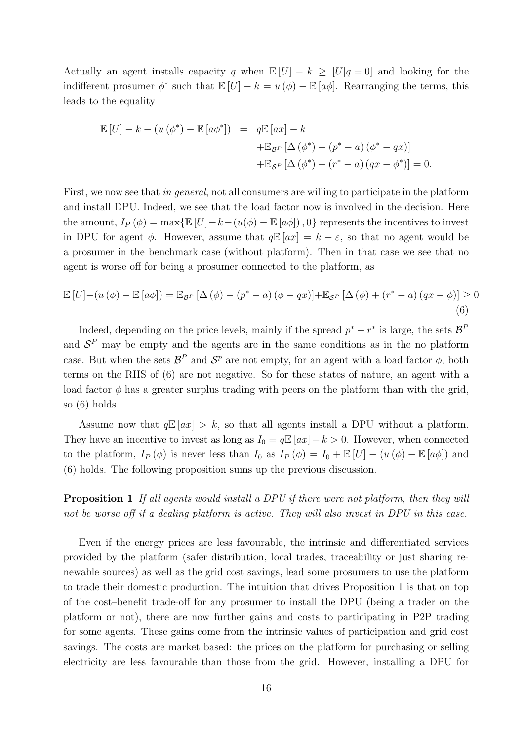Actually an agent installs capacity $q$ when $\mathbb{E}[U] - k \geq [\underline{U}|q = 0]$ and looking for the indifferent prosumer $\phi^*$ such that $\mathbb{E}[U] - k = u(\phi) - \mathbb{E}[a\phi]$. Rearranging the terms, this leads to the equality

$$
\begin{aligned}
\mathbb{E}[U] - k - (u(\phi^*) - \mathbb{E}[a\phi^*]) &= q\mathbb{E}[ax] - k \\
&\quad + \mathbb{E}_{\mathcal{B}^P}[\Delta(\phi^*) - (p^* - a)(\phi^* - qx)] \\
&\quad + \mathbb{E}_{\mathcal{S}^P}[\Delta(\phi^*) + (r^* - a)(qx - \phi^*)] = 0.
\end{aligned}
$$

First, we now see that *in general*, not all consumers are willing to participate in the platform and install DPU. Indeed, we see that the load factor now is involved in the decision. Here the amount, $I_P(\phi) = \max\{\mathbb{E}[U] - k - (u(\phi) - \mathbb{E}[a\phi]), 0\}$ represents the incentives to invest in DPU for agent $\phi$. However, assume that $q\mathbb{E}[ax] = k - \varepsilon$, so that no agent would be a prosumer in the benchmark case (without platform). Then in that case we see that no agent is worse off for being a prosumer connected to the platform, as

$$
\mathbb{E}[U] - (u(\phi) - \mathbb{E}[a\phi]) = \mathbb{E}_{\mathcal{B}^P}[\Delta(\phi) - (p^* - a)(\phi - qx)] + \mathbb{E}_{\mathcal{S}^P}[\Delta(\phi) + (r^* - a)(qx - \phi)] \geq 0 \tag{6}
$$

Indeed, depending on the price levels, mainly if the spread $p^* - r^*$ is large, the sets $\mathcal{B}^P$ and $\mathcal{S}^P$ may be empty and the agents are in the same conditions as in the no platform case. But when the sets $\mathcal{B}^P$ and $\mathcal{S}^p$ are not empty, for an agent with a load factor $\phi$, both terms on the RHS of (6) are not negative. So for these states of nature, an agent with a load factor $\phi$ has a greater surplus trading with peers on the platform than with the grid, so (6) holds.

Assume now that $q\mathbb{E}[ax] > k$, so that all agents install a DPU without a platform. They have an incentive to invest as long as $I_0 = q\mathbb{E}[ax] - k > 0$. However, when connected to the platform, $I_P(\phi)$ is never less than $I_0$ as $I_P(\phi) = I_0 + \mathbb{E}[U] - (u(\phi) - \mathbb{E}[a\phi])$ and (6) holds. The following proposition sums up the previous discussion.

**Proposition 1** *If all agents would install a DPU if there were not platform, then they will not be worse off if a dealing platform is active. They will also invest in DPU in this case.*

Even if the energy prices are less favourable, the intrinsic and differentiated services provided by the platform (safer distribution, local trades, traceability or just sharing renewable sources) as well as the grid cost savings, lead some prosumers to use the platform to trade their domestic production. The intuition that drives Proposition 1 is that on top of the cost–benefit trade-off for any prosumer to install the DPU (being a trader on the platform or not), there are now further gains and costs to participating in P2P trading for some agents. These gains come from the intrinsic values of participation and grid cost savings. The costs are market based: the prices on the platform for purchasing or selling electricity are less favourable than those from the grid. However, installing a DPU for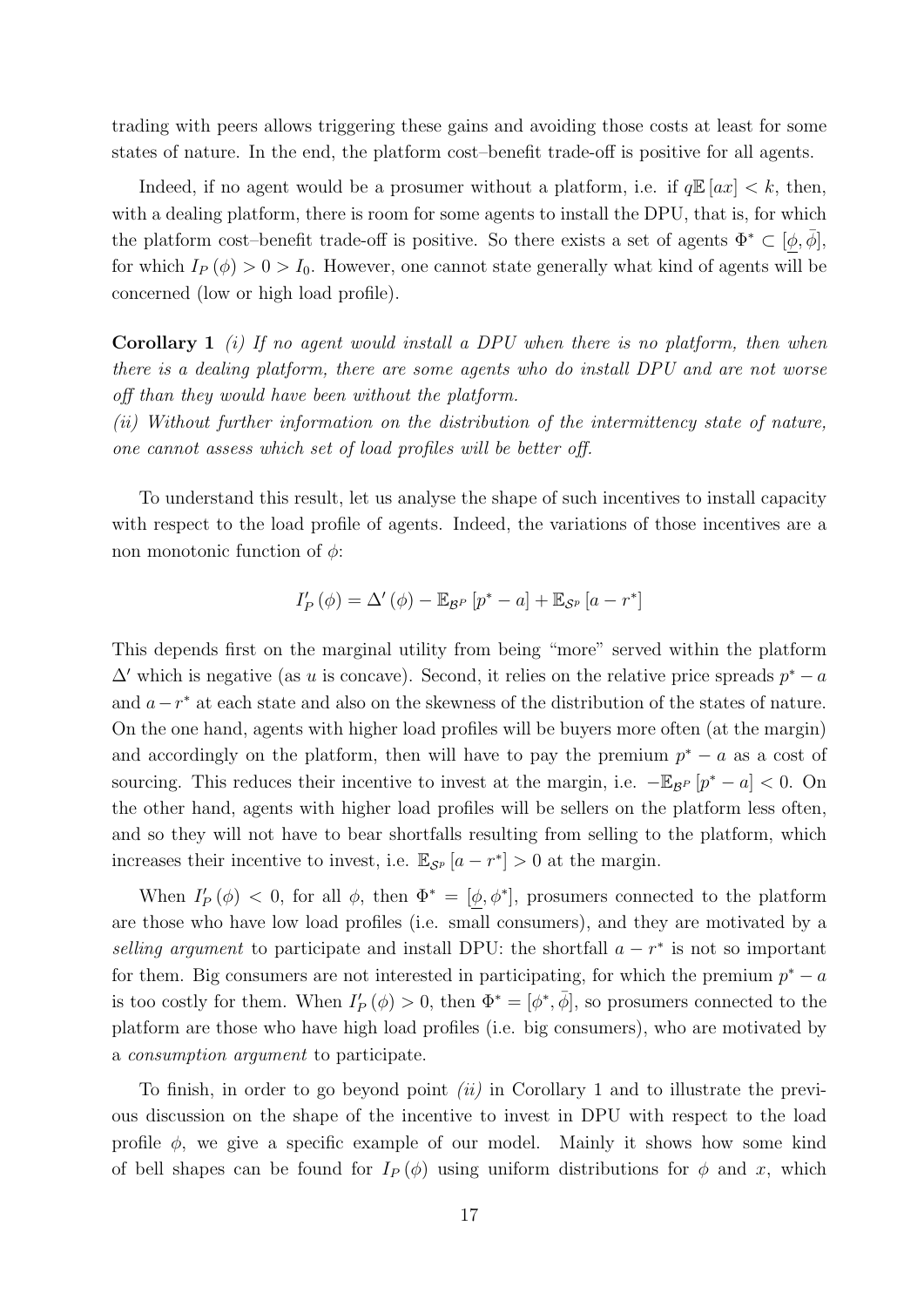trading with peers allows triggering these gains and avoiding those costs at least for some states of nature. In the end, the platform cost–benefit trade-off is positive for all agents.

Indeed, if no agent would be a prosumer without a platform, i.e. if $q\mathbb{E}[ax] < k$, then, with a dealing platform, there is room for some agents to install the DPU, that is, for which the platform cost–benefit trade-off is positive. So there exists a set of agents $\Phi^* \subset [\underline{\phi}, \bar{\phi}]$, for which $I_P(\phi) > 0 > I_0$. However, one cannot state generally what kind of agents will be concerned (low or high load profile).

**Corollary 1** *(i) If no agent would install a DPU when there is no platform, then when there is a dealing platform, there are some agents who do install DPU and are not worse off than they would have been without the platform.*
*(ii) Without further information on the distribution of the intermittency state of nature, one cannot assess which set of load profiles will be better off.*

To understand this result, let us analyse the shape of such incentives to install capacity with respect to the load profile of agents. Indeed, the variations of those incentives are a non monotonic function of $\phi$:

$$I_P'(\phi) = \Delta'(\phi) - \mathbb{E}_{\mathcal{B}^p}[p^* - a] + \mathbb{E}_{\mathcal{S}^p}[a - r^*]$$

This depends first on the marginal utility from being "more" served within the platform $\Delta'$ which is negative (as $u$ is concave). Second, it relies on the relative price spreads $p^* - a$ and $a - r^*$ at each state and also on the skewness of the distribution of the states of nature. On the one hand, agents with higher load profiles will be buyers more often (at the margin) and accordingly on the platform, then will have to pay the premium $p^* - a$ as a cost of sourcing. This reduces their incentive to invest at the margin, i.e. $-\mathbb{E}_{\mathcal{B}^p}[p^* - a] < 0$. On the other hand, agents with higher load profiles will be sellers on the platform less often, and so they will not have to bear shortfalls resulting from selling to the platform, which increases their incentive to invest, i.e. $\mathbb{E}_{\mathcal{S}^p}[a - r^*] > 0$ at the margin.

When $I_P'(\phi) < 0$, for all $\phi$, then $\Phi^* = [\underline{\phi}, \phi^*]$, prosumers connected to the platform are those who have low load profiles (i.e. small consumers), and they are motivated by a *selling argument* to participate and install DPU: the shortfall $a - r^*$ is not so important for them. Big consumers are not interested in participating, for which the premium $p^* - a$ is too costly for them. When $I_P'(\phi) > 0$, then $\Phi^* = [\phi^*, \bar{\phi}]$, so prosumers connected to the platform are those who have high load profiles (i.e. big consumers), who are motivated by a *consumption argument* to participate.

To finish, in order to go beyond point *(ii)* in Corollary 1 and to illustrate the previous discussion on the shape of the incentive to invest in DPU with respect to the load profile $\phi$, we give a specific example of our model. Mainly it shows how some kind of bell shapes can be found for $I_P(\phi)$ using uniform distributions for $\phi$ and $x$, which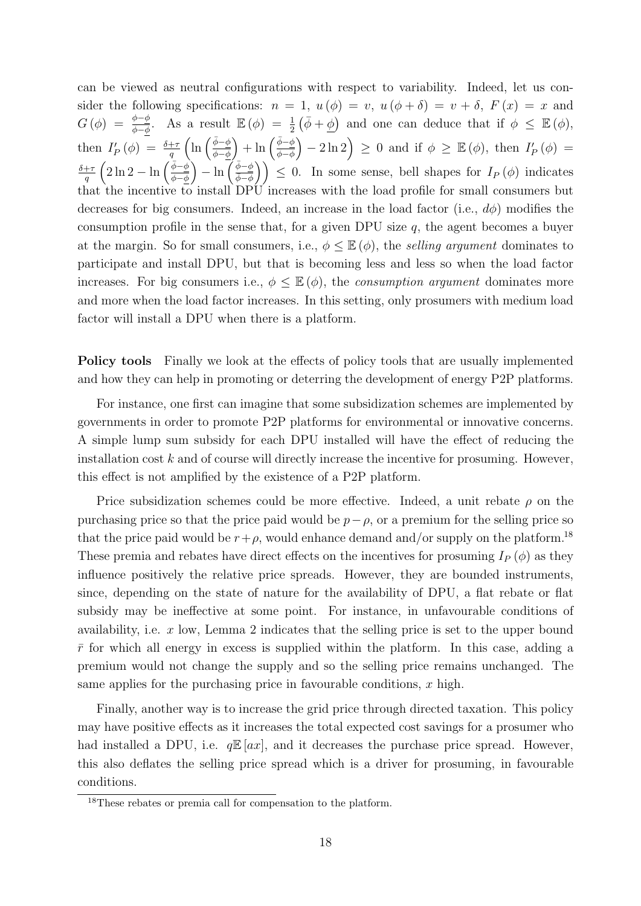can be viewed as neutral configurations with respect to variability. Indeed, let us consider the following specifications: $n = 1$, $u(\phi) = v$, $u(\phi + \delta) = v + \delta$, $F(x) = x$ and $G(\phi) = \frac{\phi - \underline{\phi}}{\bar{\phi} - \underline{\phi}}$. As a result $\mathbb{E}(\phi) = \frac{1}{2}(\bar{\phi} + \underline{\phi})$ and one can deduce that if $\phi \leq \mathbb{E}(\phi)$, then $I_P'(\phi) = \frac{\delta+\tau}{q}\left(\ln\left(\frac{\bar{\phi}-\phi}{\phi-\underline{\phi}}\right) + \ln\left(\frac{\bar{\phi}-\underline{\phi}}{\phi-\underline{\phi}}\right) - 2\ln 2\right) \geq 0$ and if $\phi \geq \mathbb{E}(\phi)$, then $I_P'(\phi) = \frac{\delta+\tau}{q}\left(2\ln 2 - \ln\left(\frac{\bar{\phi}-\phi}{\phi-\underline{\phi}}\right) - \ln\left(\frac{\bar{\phi}-\underline{\phi}}{\bar{\phi}-\phi}\right)\right) \leq 0$. In some sense, bell shapes for $I_P(\phi)$ indicates that the incentive to install DPU increases with the load profile for small consumers but decreases for big consumers. Indeed, an increase in the load factor (i.e., $d\phi$) modifies the consumption profile in the sense that, for a given DPU size $q$, the agent becomes a buyer at the margin. So for small consumers, i.e., $\phi \leq \mathbb{E}(\phi)$, the *selling argument* dominates to participate and install DPU, but that is becoming less and less so when the load factor increases. For big consumers i.e., $\phi \leq \mathbb{E}(\phi)$, the *consumption argument* dominates more and more when the load factor increases. In this setting, only prosumers with medium load factor will install a DPU when there is a platform.

**Policy tools** Finally we look at the effects of policy tools that are usually implemented and how they can help in promoting or deterring the development of energy P2P platforms.

For instance, one first can imagine that some subsidization schemes are implemented by governments in order to promote P2P platforms for environmental or innovative concerns. A simple lump sum subsidy for each DPU installed will have the effect of reducing the installation cost $k$ and of course will directly increase the incentive for prosuming. However, this effect is not amplified by the existence of a P2P platform.

Price subsidization schemes could be more effective. Indeed, a unit rebate $\rho$ on the purchasing price so that the price paid would be $p - \rho$, or a premium for the selling price so that the price paid would be $r + \rho$, would enhance demand and/or supply on the platform.[18] These premia and rebates have direct effects on the incentives for prosuming $I_P(\phi)$ as they influence positively the relative price spreads. However, they are bounded instruments, since, depending on the state of nature for the availability of DPU, a flat rebate or flat subsidy may be ineffective at some point. For instance, in unfavourable conditions of availability, i.e. $x$ low, Lemma 2 indicates that the selling price is set to the upper bound $\bar{r}$ for which all energy in excess is supplied within the platform. In this case, adding a premium would not change the supply and so the selling price remains unchanged. The same applies for the purchasing price in favourable conditions, $x$ high.

Finally, another way is to increase the grid price through directed taxation. This policy may have positive effects as it increases the total expected cost savings for a prosumer who had installed a DPU, i.e. $q\mathbb{E}[ax]$, and it decreases the purchase price spread. However, this also deflates the selling price spread which is a driver for prosuming, in favourable conditions.

[18] These rebates or premia call for compensation to the platform.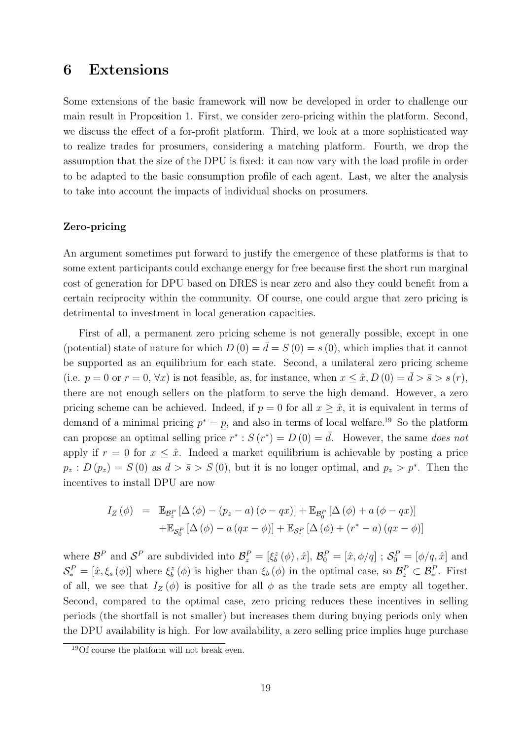# 6 Extensions

Some extensions of the basic framework will now be developed in order to challenge our main result in Proposition 1. First, we consider zero-pricing within the platform. Second, we discuss the effect of a for-profit platform. Third, we look at a more sophisticated way to realize trades for prosumers, considering a matching platform. Fourth, we drop the assumption that the size of the DPU is fixed: it can now vary with the load profile in order to be adapted to the basic consumption profile of each agent. Last, we alter the analysis to take into account the impacts of individual shocks on prosumers.

**Zero-pricing**

An argument sometimes put forward to justify the emergence of these platforms is that to some extent participants could exchange energy for free because first the short run marginal cost of generation for DPU based on DRES is near zero and also they could benefit from a certain reciprocity within the community. Of course, one could argue that zero pricing is detrimental to investment in local generation capacities.

First of all, a permanent zero pricing scheme is not generally possible, except in one (potential) state of nature for which $D(0) = \bar{d} = S(0) = s(0)$, which implies that it cannot be supported as an equilibrium for each state. Second, a unilateral zero pricing scheme (i.e. $p = 0$ or $r = 0$, $\forall x$) is not feasible, as, for instance, when $x \leq \hat{x}$, $D(0) = \bar{d} > \bar{s} > s(r)$, there are not enough sellers on the platform to serve the high demand. However, a zero pricing scheme can be achieved. Indeed, if $p = 0$ for all $x \geq \hat{x}$, it is equivalent in terms of demand of a minimal pricing $p^* = \underline{p}$, and also in terms of local welfare.[19] So the platform can propose an optimal selling price $r^* : S(r^*) = D(0) = \bar{d}$. However, the same *does not* apply if $r = 0$ for $x \leq \hat{x}$. Indeed a market equilibrium is achievable by posting a price $p_z : D(p_z) = S(0)$ as $\bar{d} > \bar{s} > S(0)$, but it is no longer optimal, and $p_z > p^*$. Then the incentives to install DPU are now

$$
\begin{aligned}
I_Z(\phi) &= \mathbb{E}_{\mathcal{B}_z^P}\left[\Delta(\phi) - (p_z - a)(\phi - qx)\right] + \mathbb{E}_{\mathcal{B}_0^P}\left[\Delta(\phi) + a(\phi - qx)\right] \\
&\quad + \mathbb{E}_{\mathcal{S}_0^P}\left[\Delta(\phi) - a(qx - \phi)\right] + \mathbb{E}_{\mathcal{S}_*^P}\left[\Delta(\phi) + (r^* - a)(qx - \phi)\right]
\end{aligned}
$$

where $\mathcal{B}^P$ and $\mathcal{S}^P$ are subdivided into $\mathcal{B}_z^P = [\xi_b^z(\phi), \hat{x}]$, $\mathcal{B}_0^P = [\hat{x}, \phi/q]$ ; $\mathcal{S}_0^P = [\phi/q, \hat{x}]$ and $\mathcal{S}_*^P = [\hat{x}, \xi_s(\phi)]$ where $\xi_b^z(\phi)$ is higher than $\xi_b(\phi)$ in the optimal case, so $\mathcal{B}_z^P \subset \mathcal{B}_*^P$. First of all, we see that $I_Z(\phi)$ is positive for all $\phi$ as the trade sets are empty all together. Second, compared to the optimal case, zero pricing reduces these incentives in selling periods (the shortfall is not smaller) but increases them during buying periods only when the DPU availability is high. For low availability, a zero selling price implies huge purchase

[19] Of course the platform will not break even.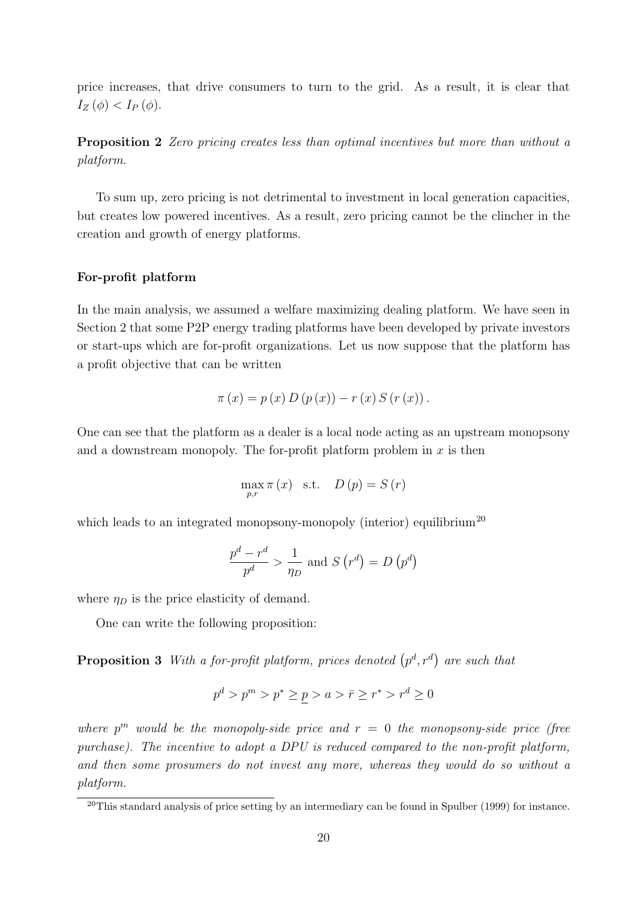price increases, that drive consumers to turn to the grid. As a result, it is clear that $I_Z(\phi) < I_P(\phi)$.

**Proposition 2** *Zero pricing creates less than optimal incentives but more than without a platform.*

To sum up, zero pricing is not detrimental to investment in local generation capacities, but creates low powered incentives. As a result, zero pricing cannot be the clincher in the creation and growth of energy platforms.

**For-profit platform**

In the main analysis, we assumed a welfare maximizing dealing platform. We have seen in Section 2 that some P2P energy trading platforms have been developed by private investors or start-ups which are for-profit organizations. Let us now suppose that the platform has a profit objective that can be written

$$\pi(x) = p(x) D(p(x)) - r(x) S(r(x)).$$

One can see that the platform as a dealer is a local node acting as an upstream monopsony and a downstream monopoly. The for-profit platform problem in $x$ is then

$$\max_{p,r} \pi(x) \quad \text{s.t.} \quad D(p) = S(r)$$

which leads to an integrated monopsony-monopoly (interior) equilibrium[20]

$$\frac{p^d - r^d}{p^d} > \frac{1}{\eta_D} \text{ and } S\left(r^d\right) = D\left(p^d\right)$$

where $\eta_D$ is the price elasticity of demand.

One can write the following proposition:

**Proposition 3** *With a for-profit platform, prices denoted $\left(p^d, r^d\right)$ are such that*

$$p^d > p^m > p^* \geq \underline{p} > a > \bar{r} \geq r^* > r^d \geq 0$$

*where $p^m$ would be the monopoly-side price and $r = 0$ the monopsony-side price (free purchase). The incentive to adopt a DPU is reduced compared to the non-profit platform, and then some prosumers do not invest any more, whereas they would do so without a platform.*

[20] This standard analysis of price setting by an intermediary can be found in Spulber (1999) for instance.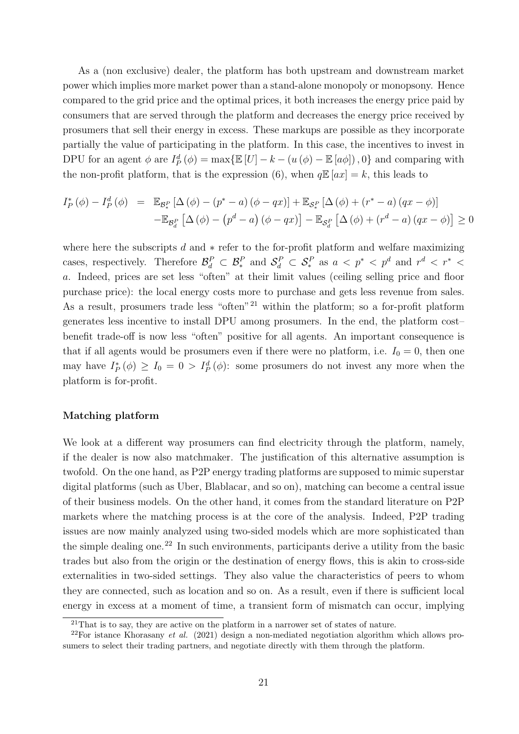As a (non exclusive) dealer, the platform has both upstream and downstream market power which implies more market power than a stand-alone monopoly or monopsony. Hence compared to the grid price and the optimal prices, it both increases the energy price paid by consumers that are served through the platform and decreases the energy price received by prosumers that sell their energy in excess. These markups are possible as they incorporate partially the value of participating in the platform. In this case, the incentives to invest in DPU for an agent $\phi$ are $I_P^d(\phi) = \max\{\mathbb{E}[U] - k - (u(\phi) - \mathbb{E}[a\phi]), 0\}$ and comparing with the non-profit platform, that is the expression (6), when $q\mathbb{E}[ax] = k$, this leads to

$$
\begin{aligned}
I_P^*(\phi) - I_P^d(\phi) &= \mathbb{E}_{\mathcal{B}_*^P}\left[\Delta(\phi) - (p^* - a)(\phi - qx)\right] + \mathbb{E}_{\mathcal{S}_*^P}\left[\Delta(\phi) + (r^* - a)(qx - \phi)\right] \\
&\quad - \mathbb{E}_{\mathcal{B}_d^P}\left[\Delta(\phi) - \left(p^d - a\right)(\phi - qx)\right] - \mathbb{E}_{\mathcal{S}_d^P}\left[\Delta(\phi) + \left(r^d - a\right)(qx - \phi)\right] \geq 0
\end{aligned}
$$

where here the subscripts $d$ and $*$ refer to the for-profit platform and welfare maximizing cases, respectively. Therefore $\mathcal{B}_d^P \subset \mathcal{B}_*^P$ and $\mathcal{S}_d^P \subset \mathcal{S}_*^P$ as $a < p^* < p^d$ and $r^d < r^* < a$. Indeed, prices are set less "often" at their limit values (ceiling selling price and floor purchase price): the local energy costs more to purchase and gets less revenue from sales. As a result, prosumers trade less "often"[21] within the platform; so a for-profit platform generates less incentive to install DPU among prosumers. In the end, the platform cost–benefit trade-off is now less "often" positive for all agents. An important consequence is that if all agents would be prosumers even if there were no platform, i.e. $I_0 = 0$, then one may have $I_P^*(\phi) \geq I_0 = 0 > I_P^d(\phi)$: some prosumers do not invest any more when the platform is for-profit.

**Matching platform**

We look at a different way prosumers can find electricity through the platform, namely, if the dealer is now also matchmaker. The justification of this alternative assumption is twofold. On the one hand, as P2P energy trading platforms are supposed to mimic superstar digital platforms (such as Uber, Blablacar, and so on), matching can become a central issue of their business models. On the other hand, it comes from the standard literature on P2P markets where the matching process is at the core of the analysis. Indeed, P2P trading issues are now mainly analyzed using two-sided models which are more sophisticated than the simple dealing one.[22] In such environments, participants derive a utility from the basic trades but also from the origin or the destination of energy flows, this is akin to cross-side externalities in two-sided settings. They also value the characteristics of peers to whom they are connected, such as location and so on. As a result, even if there is sufficient local energy in excess at a moment of time, a transient form of mismatch can occur, implying

[21] That is to say, they are active on the platform in a narrower set of states of nature.

[22] For istance Khorasany *et al.* (2021) design a non-mediated negotiation algorithm which allows prosumers to select their trading partners, and negotiate directly with them through the platform.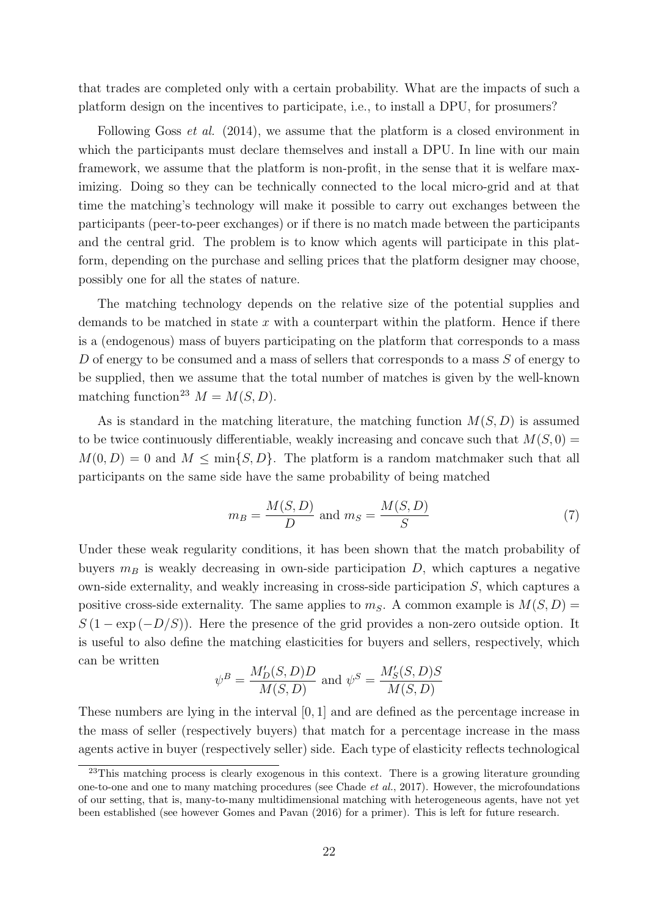that trades are completed only with a certain probability. What are the impacts of such a platform design on the incentives to participate, i.e., to install a DPU, for prosumers?

Following Goss *et al.* (2014), we assume that the platform is a closed environment in which the participants must declare themselves and install a DPU. In line with our main framework, we assume that the platform is non-profit, in the sense that it is welfare maximizing. Doing so they can be technically connected to the local micro-grid and at that time the matching's technology will make it possible to carry out exchanges between the participants (peer-to-peer exchanges) or if there is no match made between the participants and the central grid. The problem is to know which agents will participate in this platform, depending on the purchase and selling prices that the platform designer may choose, possibly one for all the states of nature.

The matching technology depends on the relative size of the potential supplies and demands to be matched in state $x$ with a counterpart within the platform. Hence if there is a (endogenous) mass of buyers participating on the platform that corresponds to a mass $D$ of energy to be consumed and a mass of sellers that corresponds to a mass $S$ of energy to be supplied, then we assume that the total number of matches is given by the well-known matching function[23] $M = M(S, D)$.

As is standard in the matching literature, the matching function $M(S, D)$ is assumed to be twice continuously differentiable, weakly increasing and concave such that $M(S, 0) = M(0, D) = 0$ and $M \leq \min\{S, D\}$. The platform is a random matchmaker such that all participants on the same side have the same probability of being matched

$$m_B = \frac{M(S, D)}{D} \text{ and } m_S = \frac{M(S, D)}{S} \tag{7}$$

Under these weak regularity conditions, it has been shown that the match probability of buyers $m_B$ is weakly decreasing in own-side participation $D$, which captures a negative own-side externality, and weakly increasing in cross-side participation $S$, which captures a positive cross-side externality. The same applies to $m_S$. A common example is $M(S, D) = S\left(1 - \exp\left(-D/S\right)\right)$. Here the presence of the grid provides a non-zero outside option. It is useful to also define the matching elasticities for buyers and sellers, respectively, which can be written

$$\psi^B = \frac{M'_D(S, D)D}{M(S, D)} \text{ and } \psi^S = \frac{M'_S(S, D)S}{M(S, D)}$$

These numbers are lying in the interval $[0, 1]$ and are defined as the percentage increase in the mass of seller (respectively buyers) that match for a percentage increase in the mass agents active in buyer (respectively seller) side. Each type of elasticity reflects technological

[23] This matching process is clearly exogenous in this context. There is a growing literature grounding one-to-one and one to many matching procedures (see Chade *et al.*, 2017). However, the microfoundations of our setting, that is, many-to-many multidimensional matching with heterogeneous agents, have not yet been established (see however Gomes and Pavan (2016) for a primer). This is left for future research.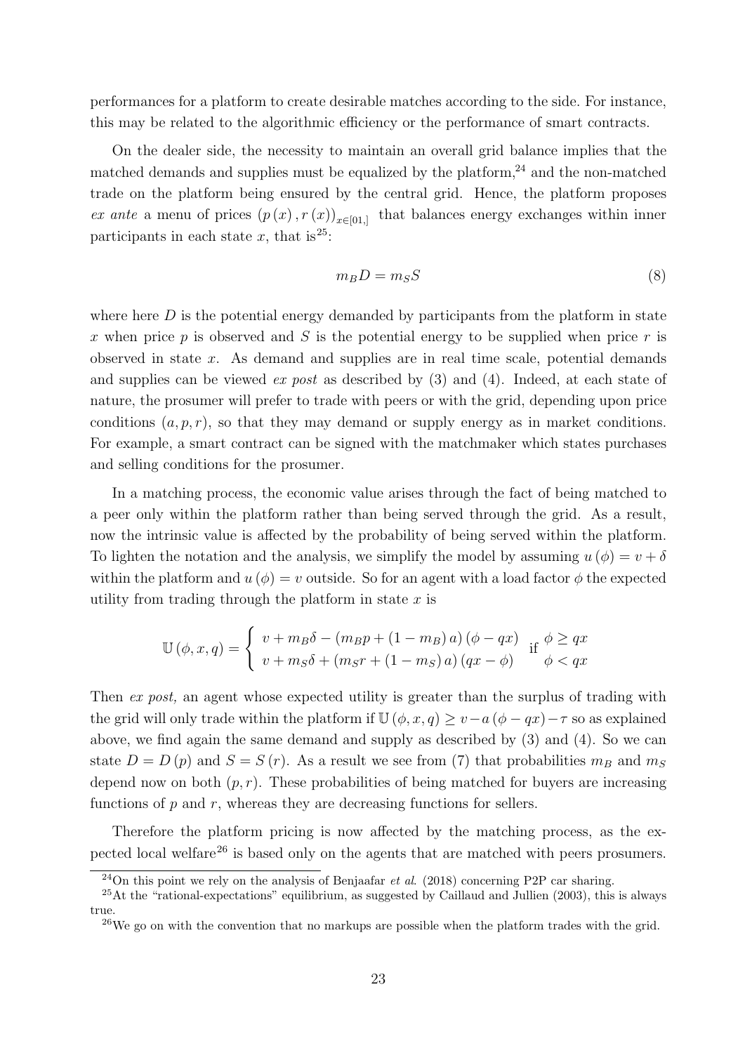performances for a platform to create desirable matches according to the side. For instance, this may be related to the algorithmic efficiency or the performance of smart contracts.

On the dealer side, the necessity to maintain an overall grid balance implies that the matched demands and supplies must be equalized by the platform,[24] and the non-matched trade on the platform being ensured by the central grid. Hence, the platform proposes *ex ante* a menu of prices $(p(x), r(x))_{x\in[01,]}$ that balances energy exchanges within inner participants in each state $x$, that is[25]:

$$m_B D = m_S S \tag{8}$$

where here $D$ is the potential energy demanded by participants from the platform in state $x$ when price $p$ is observed and $S$ is the potential energy to be supplied when price $r$ is observed in state $x$. As demand and supplies are in real time scale, potential demands and supplies can be viewed *ex post* as described by (3) and (4). Indeed, at each state of nature, the prosumer will prefer to trade with peers or with the grid, depending upon price conditions $(a, p, r)$, so that they may demand or supply energy as in market conditions. For example, a smart contract can be signed with the matchmaker which states purchases and selling conditions for the prosumer.

In a matching process, the economic value arises through the fact of being matched to a peer only within the platform rather than being served through the grid. As a result, now the intrinsic value is affected by the probability of being served within the platform. To lighten the notation and the analysis, we simplify the model by assuming $u(\phi) = v + \delta$ within the platform and $u(\phi) = v$ outside. So for an agent with a load factor $\phi$ the expected utility from trading through the platform in state $x$ is

$$\mathbb{U}(\phi, x, q) = \begin{cases} v + m_B\delta - (m_B p + (1 - m_B)a)(\phi - qx) & \text{if } \phi \geq qx \\ v + m_S\delta + (m_S r + (1 - m_S)a)(qx - \phi) & \phantom{\text{if }} \phi < qx \end{cases}$$

Then *ex post,* an agent whose expected utility is greater than the surplus of trading with the grid will only trade within the platform if $\mathbb{U}(\phi, x, q) \geq v - a(\phi - qx) - \tau$ so as explained above, we find again the same demand and supply as described by (3) and (4). So we can state $D = D(p)$ and $S = S(r)$. As a result we see from (7) that probabilities $m_B$ and $m_S$ depend now on both $(p, r)$. These probabilities of being matched for buyers are increasing functions of $p$ and $r$, whereas they are decreasing functions for sellers.

Therefore the platform pricing is now affected by the matching process, as the expected local welfare[26] is based only on the agents that are matched with peers prosumers.

---

[24] On this point we rely on the analysis of Benjaafar *et al.* (2018) concerning P2P car sharing.

[25] At the "rational-expectations" equilibrium, as suggested by Caillaud and Jullien (2003), this is always true.

[26] We go on with the convention that no markups are possible when the platform trades with the grid.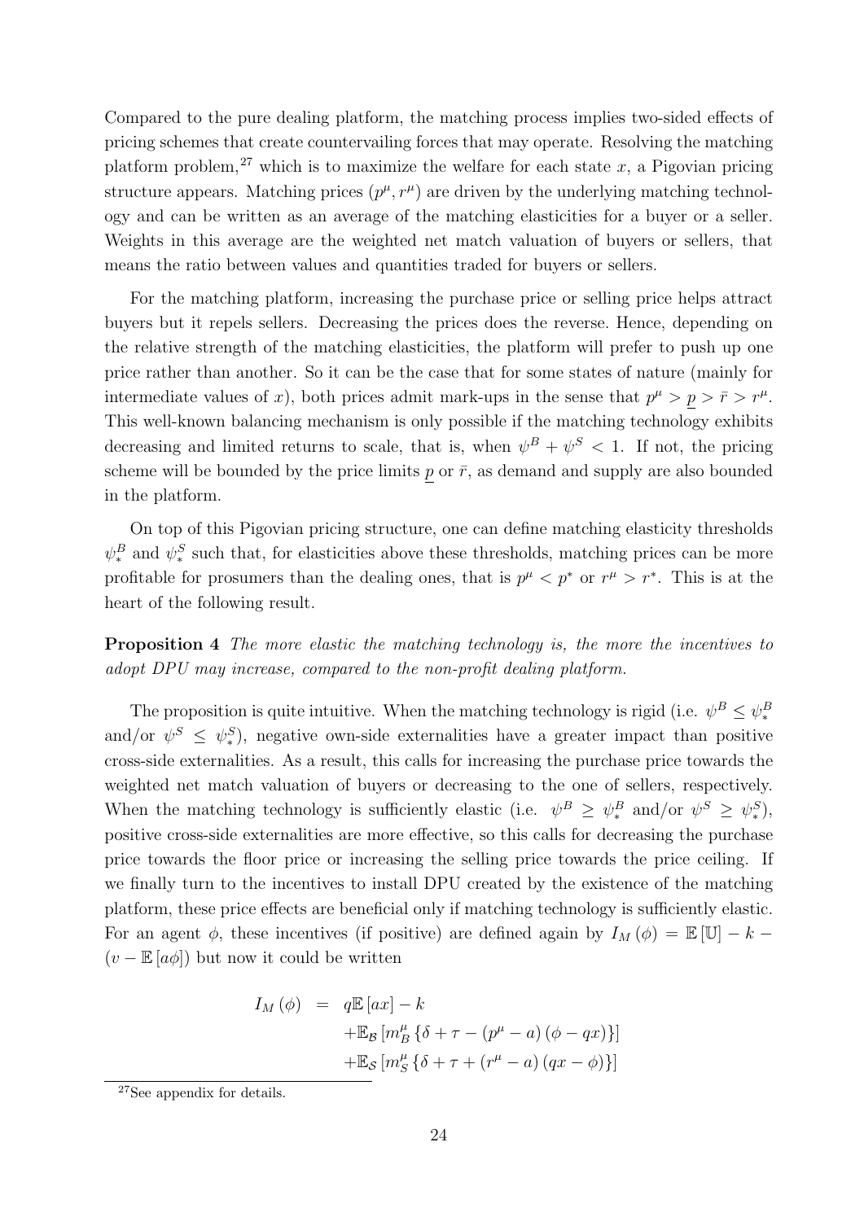Compared to the pure dealing platform, the matching process implies two-sided effects of pricing schemes that create countervailing forces that may operate. Resolving the matching platform problem,[27] which is to maximize the welfare for each state $x$, a Pigovian pricing structure appears. Matching prices $(p^{\mu}, r^{\mu})$ are driven by the underlying matching technology and can be written as an average of the matching elasticities for a buyer or a seller. Weights in this average are the weighted net match valuation of buyers or sellers, that means the ratio between values and quantities traded for buyers or sellers.

For the matching platform, increasing the purchase price or selling price helps attract buyers but it repels sellers. Decreasing the prices does the reverse. Hence, depending on the relative strength of the matching elasticities, the platform will prefer to push up one price rather than another. So it can be the case that for some states of nature (mainly for intermediate values of $x$), both prices admit mark-ups in the sense that $p^{\mu} > \underline{p} > \bar{r} > r^{\mu}$. This well-known balancing mechanism is only possible if the matching technology exhibits decreasing and limited returns to scale, that is, when $\psi^B + \psi^S < 1$. If not, the pricing scheme will be bounded by the price limits $\underline{p}$ or $\bar{r}$, as demand and supply are also bounded in the platform.

On top of this Pigovian pricing structure, one can define matching elasticity thresholds $\psi_*^B$ and $\psi_*^S$ such that, for elasticities above these thresholds, matching prices can be more profitable for prosumers than the dealing ones, that is $p^{\mu} < p^*$ or $r^{\mu} > r^*$. This is at the heart of the following result.

**Proposition 4** *The more elastic the matching technology is, the more the incentives to adopt DPU may increase, compared to the non-profit dealing platform.*

The proposition is quite intuitive. When the matching technology is rigid (i.e. $\psi^B \leq \psi_*^B$ and/or $\psi^S \leq \psi_*^S$), negative own-side externalities have a greater impact than positive cross-side externalities. As a result, this calls for increasing the purchase price towards the weighted net match valuation of buyers or decreasing to the one of sellers, respectively. When the matching technology is sufficiently elastic (i.e. $\psi^B \geq \psi_*^B$ and/or $\psi^S \geq \psi_*^S$), positive cross-side externalities are more effective, so this calls for decreasing the purchase price towards the floor price or increasing the selling price towards the price ceiling. If we finally turn to the incentives to install DPU created by the existence of the matching platform, these price effects are beneficial only if matching technology is sufficiently elastic. For an agent $\phi$, these incentives (if positive) are defined again by $I_M(\phi) = \mathbb{E}[\mathbb{U}] - k - (v - \mathbb{E}[a\phi])$ but now it could be written

$$
\begin{aligned}
I_M(\phi) \;=\; & q\mathbb{E}[ax] - k \\
& + \mathbb{E}_{\mathcal{B}}\left[m_B^{\mu}\left\{\delta + \tau - (p^{\mu} - a)(\phi - qx)\right\}\right] \\
& + \mathbb{E}_{\mathcal{S}}\left[m_S^{\mu}\left\{\delta + \tau + (r^{\mu} - a)(qx - \phi)\right\}\right]
\end{aligned}
$$

[27] See appendix for details.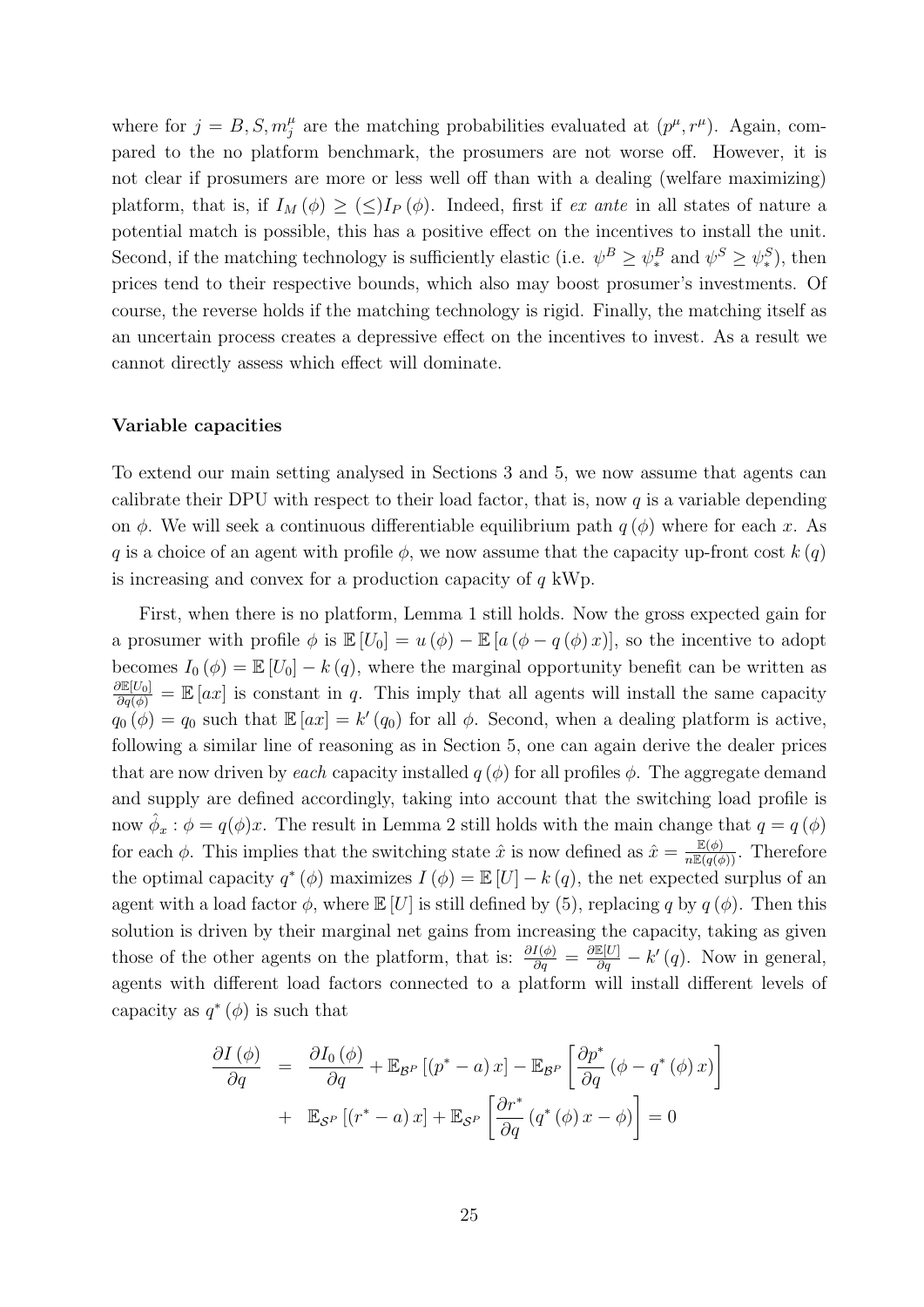where for $j = B, S, m^{\mu}_j$ are the matching probabilities evaluated at $(p^{\mu}, r^{\mu})$. Again, compared to the no platform benchmark, the prosumers are not worse off. However, it is not clear if prosumers are more or less well off than with a dealing (welfare maximizing) platform, that is, if $I_M(\phi) \geq (\leq) I_P(\phi)$. Indeed, first if *ex ante* in all states of nature a potential match is possible, this has a positive effect on the incentives to install the unit. Second, if the matching technology is sufficiently elastic (i.e. $\psi^B \geq \psi^B_*$ and $\psi^S \geq \psi^S_*$), then prices tend to their respective bounds, which also may boost prosumer's investments. Of course, the reverse holds if the matching technology is rigid. Finally, the matching itself as an uncertain process creates a depressive effect on the incentives to invest. As a result we cannot directly assess which effect will dominate.

**Variable capacities**

To extend our main setting analysed in Sections 3 and 5, we now assume that agents can calibrate their DPU with respect to their load factor, that is, now $q$ is a variable depending on $\phi$. We will seek a continuous differentiable equilibrium path $q(\phi)$ where for each $x$. As $q$ is a choice of an agent with profile $\phi$, we now assume that the capacity up-front cost $k(q)$ is increasing and convex for a production capacity of $q$ kWp.

First, when there is no platform, Lemma 1 still holds. Now the gross expected gain for a prosumer with profile $\phi$ is $\mathbb{E}[U_0] = u(\phi) - \mathbb{E}[a(\phi - q(\phi)x)]$, so the incentive to adopt becomes $I_0(\phi) = \mathbb{E}[U_0] - k(q)$, where the marginal opportunity benefit can be written as $\frac{\partial \mathbb{E}[U_0]}{\partial q(\phi)} = \mathbb{E}[ax]$ is constant in $q$. This imply that all agents will install the same capacity $q_0(\phi) = q_0$ such that $\mathbb{E}[ax] = k'(q_0)$ for all $\phi$. Second, when a dealing platform is active, following a similar line of reasoning as in Section 5, one can again derive the dealer prices that are now driven by *each* capacity installed $q(\phi)$ for all profiles $\phi$. The aggregate demand and supply are defined accordingly, taking into account that the switching load profile is now $\hat{\phi}_x : \phi = q(\phi)x$. The result in Lemma 2 still holds with the main change that $q = q(\phi)$ for each $\phi$. This implies that the switching state $\hat{x}$ is now defined as $\hat{x} = \frac{\mathbb{E}(\phi)}{n\mathbb{E}(q(\phi))}$. Therefore the optimal capacity $q^*(\phi)$ maximizes $I(\phi) = \mathbb{E}[U] - k(q)$, the net expected surplus of an agent with a load factor $\phi$, where $\mathbb{E}[U]$ is still defined by (5), replacing $q$ by $q(\phi)$. Then this solution is driven by their marginal net gains from increasing the capacity, taking as given those of the other agents on the platform, that is: $\frac{\partial I(\phi)}{\partial q} = \frac{\partial \mathbb{E}[U]}{\partial q} - k'(q)$. Now in general, agents with different load factors connected to a platform will install different levels of capacity as $q^*(\phi)$ is such that

$$
\begin{aligned}
\frac{\partial I(\phi)}{\partial q} &= \frac{\partial I_0(\phi)}{\partial q} + \mathbb{E}_{\mathcal{B}^P}[(p^* - a)x] - \mathbb{E}_{\mathcal{B}^P}\left[\frac{\partial p^*}{\partial q}(\phi - q^*(\phi)x)\right] \\
&+ \mathbb{E}_{\mathcal{S}^P}[(r^* - a)x] + \mathbb{E}_{\mathcal{S}^P}\left[\frac{\partial r^*}{\partial q}(q^*(\phi)x - \phi)\right] = 0
\end{aligned}
$$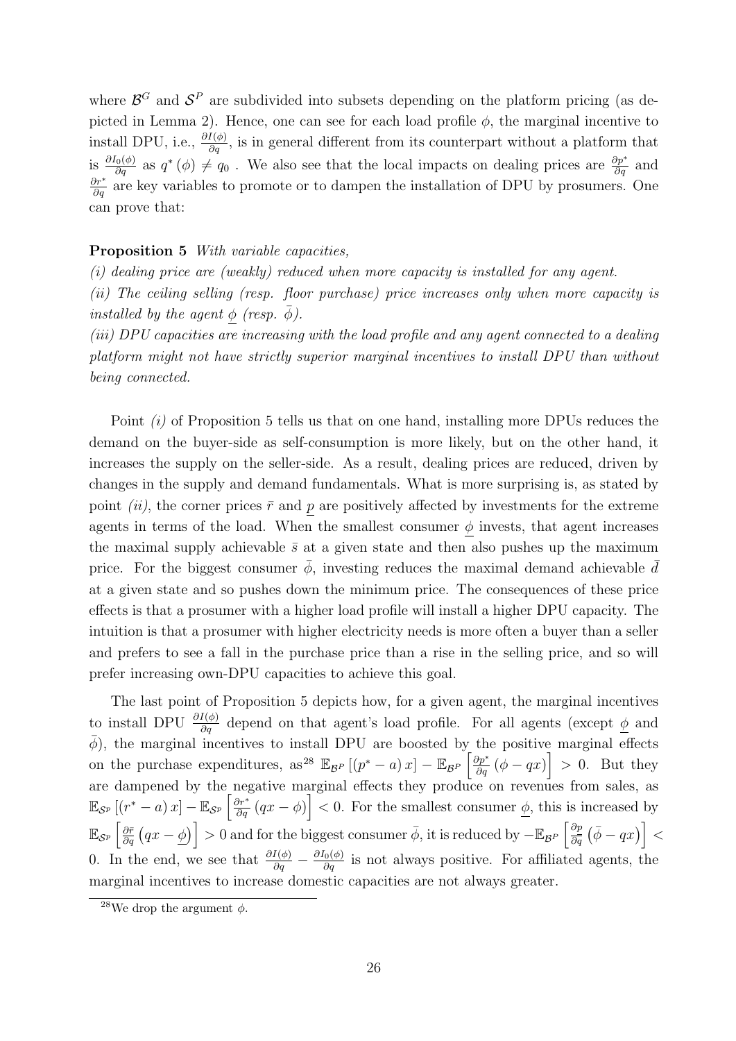where $\mathcal{B}^G$ and $\mathcal{S}^P$ are subdivided into subsets depending on the platform pricing (as depicted in Lemma 2). Hence, one can see for each load profile $\phi$, the marginal incentive to install DPU, i.e., $\frac{\partial I(\phi)}{\partial q}$, is in general different from its counterpart without a platform that is $\frac{\partial I_0(\phi)}{\partial q}$ as $q^*(\phi) \neq q_0$ . We also see that the local impacts on dealing prices are $\frac{\partial p^*}{\partial q}$ and $\frac{\partial r^*}{\partial q}$ are key variables to promote or to dampen the installation of DPU by prosumers. One can prove that:

**Proposition 5** *With variable capacities,*

*(i) dealing price are (weakly) reduced when more capacity is installed for any agent.*

*(ii) The ceiling selling (resp. floor purchase) price increases only when more capacity is installed by the agent $\underline{\phi}$ (resp. $\bar{\phi}$).*

*(iii) DPU capacities are increasing with the load profile and any agent connected to a dealing platform might not have strictly superior marginal incentives to install DPU than without being connected.*

Point *(i)* of Proposition 5 tells us that on one hand, installing more DPUs reduces the demand on the buyer-side as self-consumption is more likely, but on the other hand, it increases the supply on the seller-side. As a result, dealing prices are reduced, driven by changes in the supply and demand fundamentals. What is more surprising is, as stated by point *(ii)*, the corner prices $\bar{r}$ and $\underline{p}$ are positively affected by investments for the extreme agents in terms of the load. When the smallest consumer $\underline{\phi}$ invests, that agent increases the maximal supply achievable $\bar{s}$ at a given state and then also pushes up the maximum price. For the biggest consumer $\bar{\phi}$, investing reduces the maximal demand achievable $\bar{d}$ at a given state and so pushes down the minimum price. The consequences of these price effects is that a prosumer with a higher load profile will install a higher DPU capacity. The intuition is that a prosumer with higher electricity needs is more often a buyer than a seller and prefers to see a fall in the purchase price than a rise in the selling price, and so will prefer increasing own-DPU capacities to achieve this goal.

The last point of Proposition 5 depicts how, for a given agent, the marginal incentives to install DPU $\frac{\partial I(\phi)}{\partial q}$ depend on that agent's load profile. For all agents (except $\underline{\phi}$ and $\bar{\phi}$), the marginal incentives to install DPU are boosted by the positive marginal effects on the purchase expenditures, as[28] $\mathbb{E}_{\mathcal{B}^P}\left[(p^* - a)\,x\right] - \mathbb{E}_{\mathcal{B}^P}\left[\frac{\partial p^*}{\partial q}\left(\phi - qx\right)\right] > 0$. But they are dampened by the negative marginal effects they produce on revenues from sales, as $\mathbb{E}_{\mathcal{S}^P}\left[(r^* - a)\,x\right] - \mathbb{E}_{\mathcal{S}^P}\left[\frac{\partial r^*}{\partial q}\left(qx - \phi\right)\right] < 0$. For the smallest consumer $\underline{\phi}$, this is increased by $\mathbb{E}_{\mathcal{S}^P}\left[\frac{\partial \bar{r}}{\partial q}\left(qx - \underline{\phi}\right)\right] > 0$ and for the biggest consumer $\bar{\phi}$, it is reduced by $-\mathbb{E}_{\mathcal{B}^P}\left[\frac{\partial \underline{p}}{\partial q}\left(\bar{\phi} - qx\right)\right] < 0$. In the end, we see that $\frac{\partial I(\phi)}{\partial q} - \frac{\partial I_0(\phi)}{\partial q}$ is not always positive. For affiliated agents, the marginal incentives to increase domestic capacities are not always greater.

[28] We drop the argument $\phi$.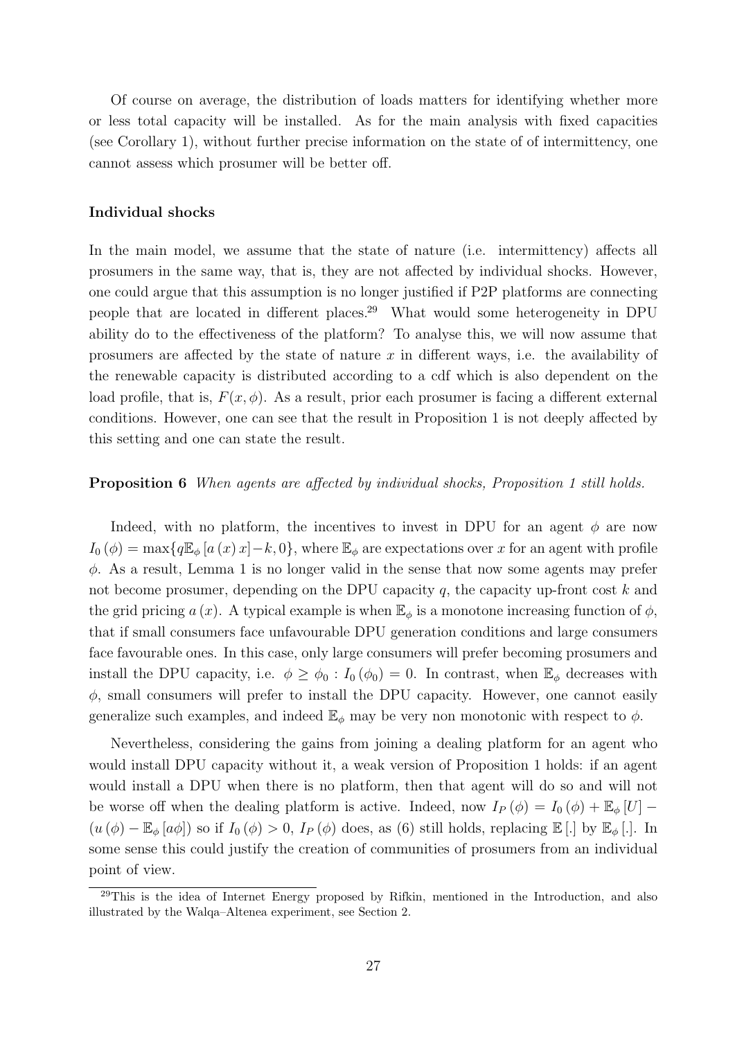Of course on average, the distribution of loads matters for identifying whether more or less total capacity will be installed. As for the main analysis with fixed capacities (see Corollary 1), without further precise information on the state of of intermittency, one cannot assess which prosumer will be better off.

### Individual shocks

In the main model, we assume that the state of nature (i.e. intermittency) affects all prosumers in the same way, that is, they are not affected by individual shocks. However, one could argue that this assumption is no longer justified if P2P platforms are connecting people that are located in different places.[29] What would some heterogeneity in DPU ability do to the effectiveness of the platform? To analyse this, we will now assume that prosumers are affected by the state of nature $x$ in different ways, i.e. the availability of the renewable capacity is distributed according to a cdf which is also dependent on the load profile, that is, $F(x, \phi)$. As a result, prior each prosumer is facing a different external conditions. However, one can see that the result in Proposition 1 is not deeply affected by this setting and one can state the result.

**Proposition 6** *When agents are affected by individual shocks, Proposition 1 still holds.*

Indeed, with no platform, the incentives to invest in DPU for an agent $\phi$ are now $I_0(\phi) = \max\{q\mathbb{E}_\phi [a(x)x] - k, 0\}$, where $\mathbb{E}_\phi$ are expectations over $x$ for an agent with profile $\phi$. As a result, Lemma 1 is no longer valid in the sense that now some agents may prefer not become prosumer, depending on the DPU capacity $q$, the capacity up-front cost $k$ and the grid pricing $a(x)$. A typical example is when $\mathbb{E}_\phi$ is a monotone increasing function of $\phi$, that if small consumers face unfavourable DPU generation conditions and large consumers face favourable ones. In this case, only large consumers will prefer becoming prosumers and install the DPU capacity, i.e. $\phi \geq \phi_0 : I_0(\phi_0) = 0$. In contrast, when $\mathbb{E}_\phi$ decreases with $\phi$, small consumers will prefer to install the DPU capacity. However, one cannot easily generalize such examples, and indeed $\mathbb{E}_\phi$ may be very non monotonic with respect to $\phi$.

Nevertheless, considering the gains from joining a dealing platform for an agent who would install DPU capacity without it, a weak version of Proposition 1 holds: if an agent would install a DPU when there is no platform, then that agent will do so and will not be worse off when the dealing platform is active. Indeed, now $I_P(\phi) = I_0(\phi) + \mathbb{E}_\phi[U] - (u(\phi) - \mathbb{E}_\phi[a\phi])$ so if $I_0(\phi) > 0$, $I_P(\phi)$ does, as (6) still holds, replacing $\mathbb{E}[.]$ by $\mathbb{E}_\phi[.]$. In some sense this could justify the creation of communities of prosumers from an individual point of view.

[29] This is the idea of Internet Energy proposed by Rifkin, mentioned in the Introduction, and also illustrated by the Walqa–Altenea experiment, see Section 2.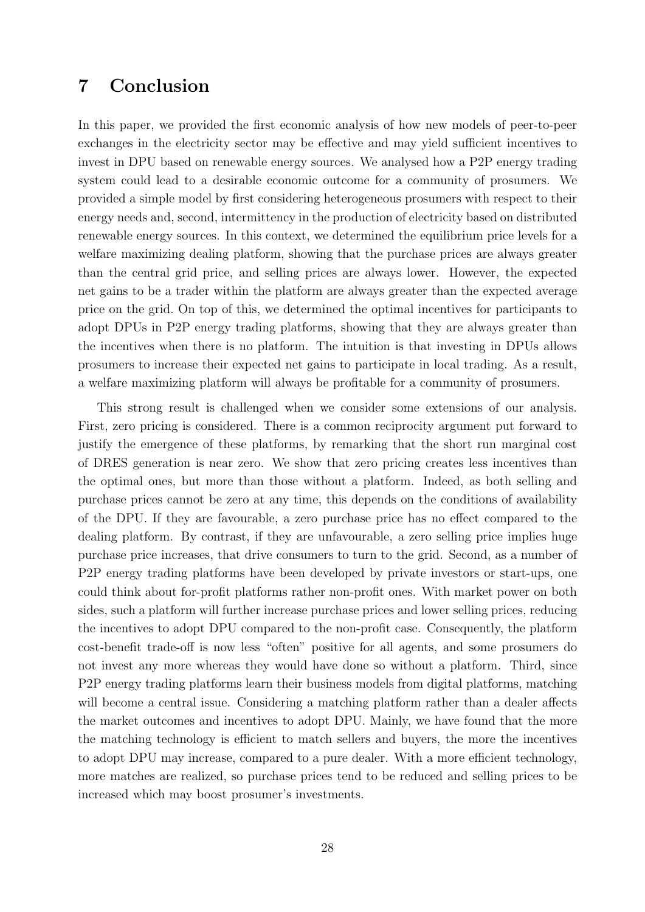# 7 Conclusion

In this paper, we provided the first economic analysis of how new models of peer-to-peer exchanges in the electricity sector may be effective and may yield sufficient incentives to invest in DPU based on renewable energy sources. We analysed how a P2P energy trading system could lead to a desirable economic outcome for a community of prosumers. We provided a simple model by first considering heterogeneous prosumers with respect to their energy needs and, second, intermittency in the production of electricity based on distributed renewable energy sources. In this context, we determined the equilibrium price levels for a welfare maximizing dealing platform, showing that the purchase prices are always greater than the central grid price, and selling prices are always lower. However, the expected net gains to be a trader within the platform are always greater than the expected average price on the grid. On top of this, we determined the optimal incentives for participants to adopt DPUs in P2P energy trading platforms, showing that they are always greater than the incentives when there is no platform. The intuition is that investing in DPUs allows prosumers to increase their expected net gains to participate in local trading. As a result, a welfare maximizing platform will always be profitable for a community of prosumers.

This strong result is challenged when we consider some extensions of our analysis. First, zero pricing is considered. There is a common reciprocity argument put forward to justify the emergence of these platforms, by remarking that the short run marginal cost of DRES generation is near zero. We show that zero pricing creates less incentives than the optimal ones, but more than those without a platform. Indeed, as both selling and purchase prices cannot be zero at any time, this depends on the conditions of availability of the DPU. If they are favourable, a zero purchase price has no effect compared to the dealing platform. By contrast, if they are unfavourable, a zero selling price implies huge purchase price increases, that drive consumers to turn to the grid. Second, as a number of P2P energy trading platforms have been developed by private investors or start-ups, one could think about for-profit platforms rather non-profit ones. With market power on both sides, such a platform will further increase purchase prices and lower selling prices, reducing the incentives to adopt DPU compared to the non-profit case. Consequently, the platform cost-benefit trade-off is now less "often" positive for all agents, and some prosumers do not invest any more whereas they would have done so without a platform. Third, since P2P energy trading platforms learn their business models from digital platforms, matching will become a central issue. Considering a matching platform rather than a dealer affects the market outcomes and incentives to adopt DPU. Mainly, we have found that the more the matching technology is efficient to match sellers and buyers, the more the incentives to adopt DPU may increase, compared to a pure dealer. With a more efficient technology, more matches are realized, so purchase prices tend to be reduced and selling prices to be increased which may boost prosumer's investments.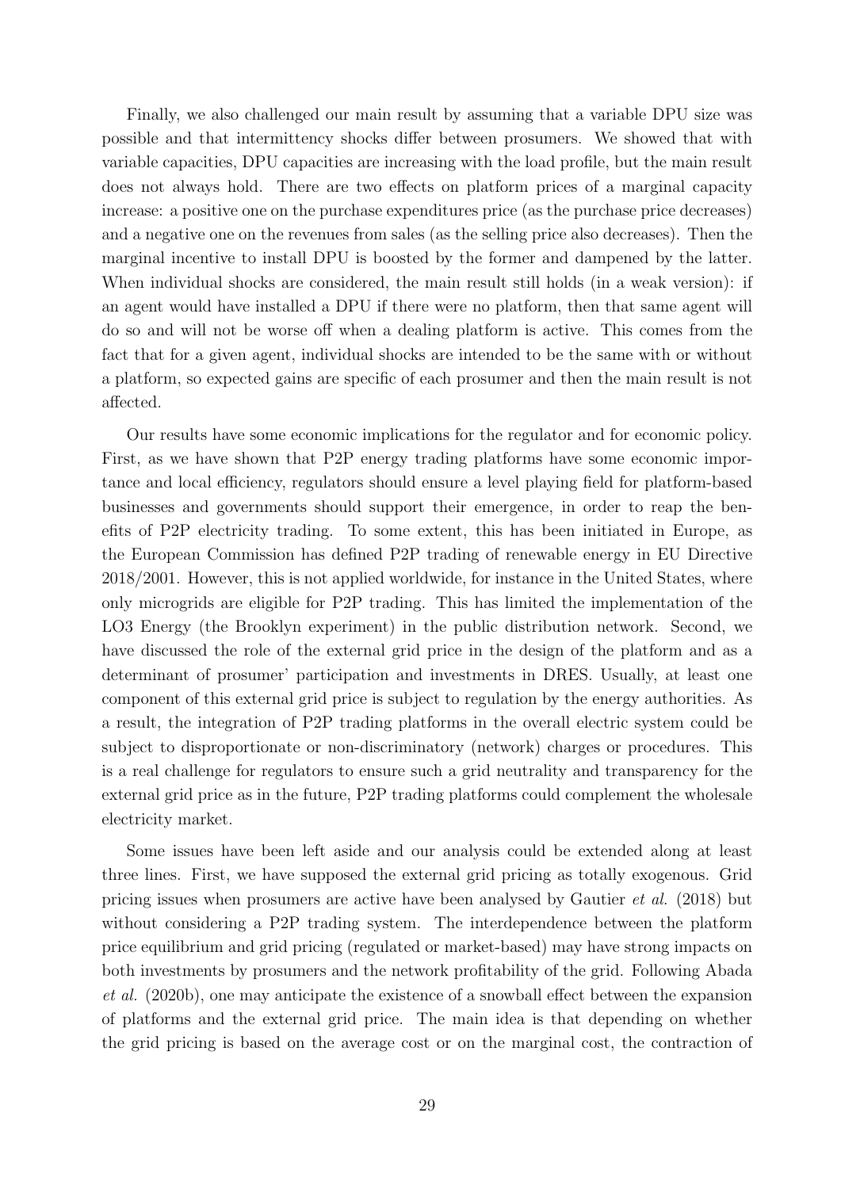Finally, we also challenged our main result by assuming that a variable DPU size was possible and that intermittency shocks differ between prosumers. We showed that with variable capacities, DPU capacities are increasing with the load profile, but the main result does not always hold. There are two effects on platform prices of a marginal capacity increase: a positive one on the purchase expenditures price (as the purchase price decreases) and a negative one on the revenues from sales (as the selling price also decreases). Then the marginal incentive to install DPU is boosted by the former and dampened by the latter. When individual shocks are considered, the main result still holds (in a weak version): if an agent would have installed a DPU if there were no platform, then that same agent will do so and will not be worse off when a dealing platform is active. This comes from the fact that for a given agent, individual shocks are intended to be the same with or without a platform, so expected gains are specific of each prosumer and then the main result is not affected.

Our results have some economic implications for the regulator and for economic policy. First, as we have shown that P2P energy trading platforms have some economic importance and local efficiency, regulators should ensure a level playing field for platform-based businesses and governments should support their emergence, in order to reap the benefits of P2P electricity trading. To some extent, this has been initiated in Europe, as the European Commission has defined P2P trading of renewable energy in EU Directive 2018/2001. However, this is not applied worldwide, for instance in the United States, where only microgrids are eligible for P2P trading. This has limited the implementation of the LO3 Energy (the Brooklyn experiment) in the public distribution network. Second, we have discussed the role of the external grid price in the design of the platform and as a determinant of prosumer' participation and investments in DRES. Usually, at least one component of this external grid price is subject to regulation by the energy authorities. As a result, the integration of P2P trading platforms in the overall electric system could be subject to disproportionate or non-discriminatory (network) charges or procedures. This is a real challenge for regulators to ensure such a grid neutrality and transparency for the external grid price as in the future, P2P trading platforms could complement the wholesale electricity market.

Some issues have been left aside and our analysis could be extended along at least three lines. First, we have supposed the external grid pricing as totally exogenous. Grid pricing issues when prosumers are active have been analysed by Gautier *et al.* (2018) but without considering a P2P trading system. The interdependence between the platform price equilibrium and grid pricing (regulated or market-based) may have strong impacts on both investments by prosumers and the network profitability of the grid. Following Abada *et al.* (2020b), one may anticipate the existence of a snowball effect between the expansion of platforms and the external grid price. The main idea is that depending on whether the grid pricing is based on the average cost or on the marginal cost, the contraction of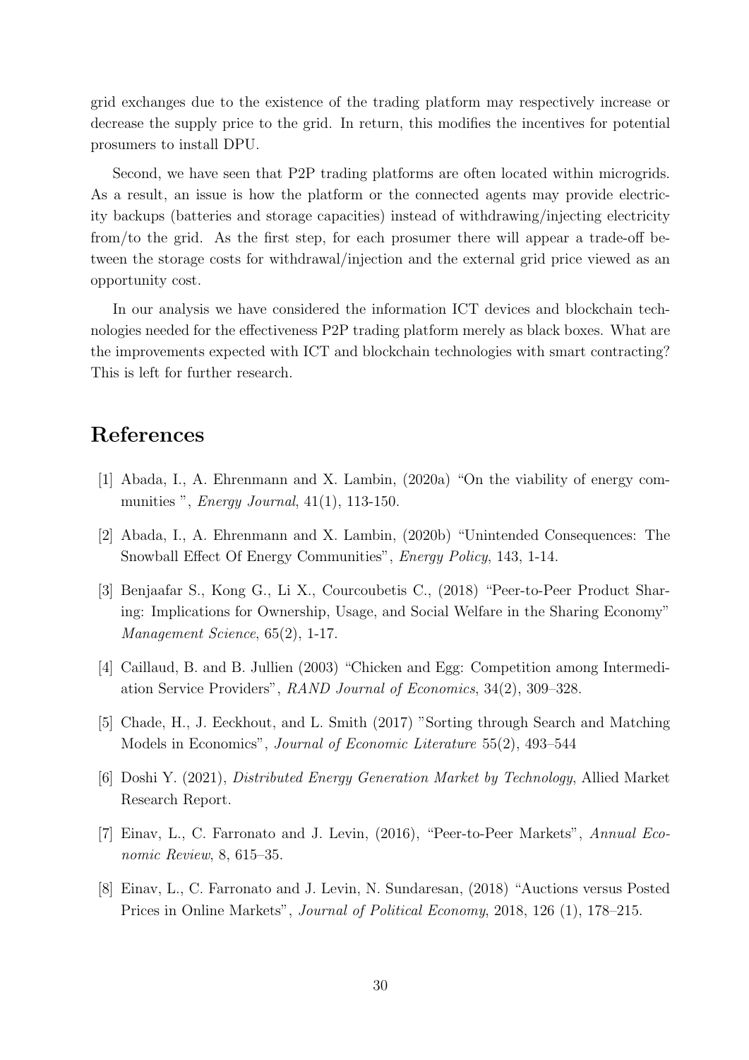grid exchanges due to the existence of the trading platform may respectively increase or decrease the supply price to the grid. In return, this modifies the incentives for potential prosumers to install DPU.

Second, we have seen that P2P trading platforms are often located within microgrids. As a result, an issue is how the platform or the connected agents may provide electricity backups (batteries and storage capacities) instead of withdrawing/injecting electricity from/to the grid. As the first step, for each prosumer there will appear a trade-off between the storage costs for withdrawal/injection and the external grid price viewed as an opportunity cost.

In our analysis we have considered the information ICT devices and blockchain technologies needed for the effectiveness P2P trading platform merely as black boxes. What are the improvements expected with ICT and blockchain technologies with smart contracting? This is left for further research.

# References

[1] Abada, I., A. Ehrenmann and X. Lambin, (2020a) "On the viability of energy communities ", *Energy Journal*, 41(1), 113-150.

[2] Abada, I., A. Ehrenmann and X. Lambin, (2020b) "Unintended Consequences: The Snowball Effect Of Energy Communities", *Energy Policy*, 143, 1-14.

[3] Benjaafar S., Kong G., Li X., Courcoubetis C., (2018) "Peer-to-Peer Product Sharing: Implications for Ownership, Usage, and Social Welfare in the Sharing Economy" *Management Science*, 65(2), 1-17.

[4] Caillaud, B. and B. Jullien (2003) "Chicken and Egg: Competition among Intermediation Service Providers", *RAND Journal of Economics*, 34(2), 309–328.

[5] Chade, H., J. Eeckhout, and L. Smith (2017) "Sorting through Search and Matching Models in Economics", *Journal of Economic Literature* 55(2), 493–544

[6] Doshi Y. (2021), *Distributed Energy Generation Market by Technology*, Allied Market Research Report.

[7] Einav, L., C. Farronato and J. Levin, (2016), "Peer-to-Peer Markets", *Annual Economic Review*, 8, 615–35.

[8] Einav, L., C. Farronato and J. Levin, N. Sundaresan, (2018) "Auctions versus Posted Prices in Online Markets", *Journal of Political Economy*, 2018, 126 (1), 178–215.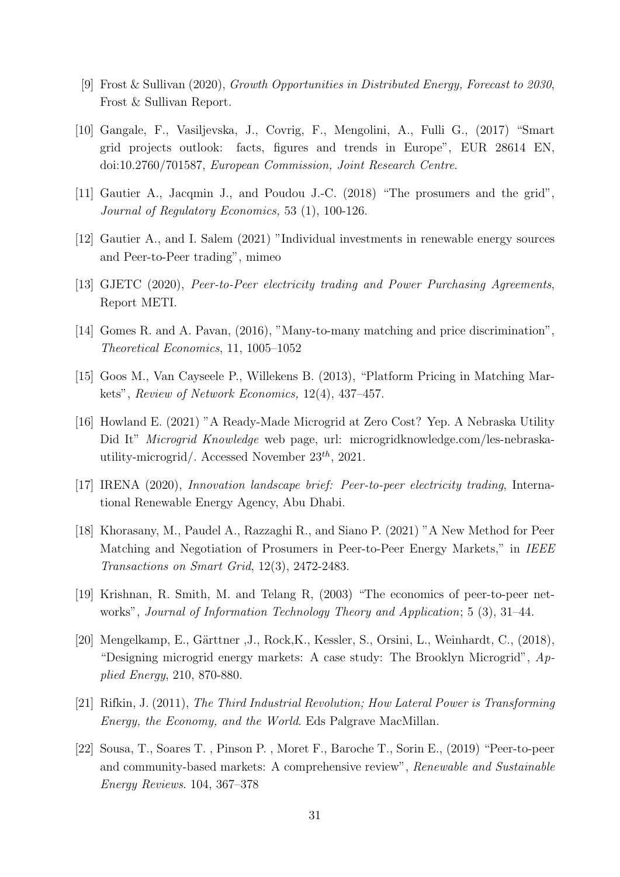[9] Frost & Sullivan (2020), *Growth Opportunities in Distributed Energy, Forecast to 2030*, Frost & Sullivan Report.

[10] Gangale, F., Vasiljevska, J., Covrig, F., Mengolini, A., Fulli G., (2017) "Smart grid projects outlook: facts, figures and trends in Europe", EUR 28614 EN, doi:10.2760/701587, *European Commission, Joint Research Centre*.

[11] Gautier A., Jacqmin J., and Poudou J.-C. (2018) "The prosumers and the grid", *Journal of Regulatory Economics,* 53 (1), 100-126.

[12] Gautier A., and I. Salem (2021) "Individual investments in renewable energy sources and Peer-to-Peer trading", mimeo

[13] GJETC (2020), *Peer-to-Peer electricity trading and Power Purchasing Agreements*, Report METI.

[14] Gomes R. and A. Pavan, (2016), "Many-to-many matching and price discrimination", *Theoretical Economics*, 11, 1005–1052

[15] Goos M., Van Cayseele P., Willekens B. (2013), "Platform Pricing in Matching Markets", *Review of Network Economics,* 12(4), 437–457.

[16] Howland E. (2021) "A Ready-Made Microgrid at Zero Cost? Yep. A Nebraska Utility Did It" *Microgrid Knowledge* web page, url: microgridknowledge.com/les-nebraska-utility-microgrid/. Accessed November $23^{th}$, 2021.

[17] IRENA (2020), *Innovation landscape brief: Peer-to-peer electricity trading*, International Renewable Energy Agency, Abu Dhabi.

[18] Khorasany, M., Paudel A., Razzaghi R., and Siano P. (2021) "A New Method for Peer Matching and Negotiation of Prosumers in Peer-to-Peer Energy Markets," in *IEEE Transactions on Smart Grid*, 12(3), 2472-2483.

[19] Krishnan, R. Smith, M. and Telang R, (2003) "The economics of peer-to-peer networks", *Journal of Information Technology Theory and Application*; 5 (3), 31–44.

[20] Mengelkamp, E., Gärttner ,J., Rock,K., Kessler, S., Orsini, L., Weinhardt, C., (2018), "Designing microgrid energy markets: A case study: The Brooklyn Microgrid", *Applied Energy*, 210, 870-880.

[21] Rifkin, J. (2011), *The Third Industrial Revolution; How Lateral Power is Transforming Energy, the Economy, and the World*. Eds Palgrave MacMillan.

[22] Sousa, T., Soares T. , Pinson P. , Moret F., Baroche T., Sorin E., (2019) "Peer-to-peer and community-based markets: A comprehensive review", *Renewable and Sustainable Energy Reviews*. 104, 367–378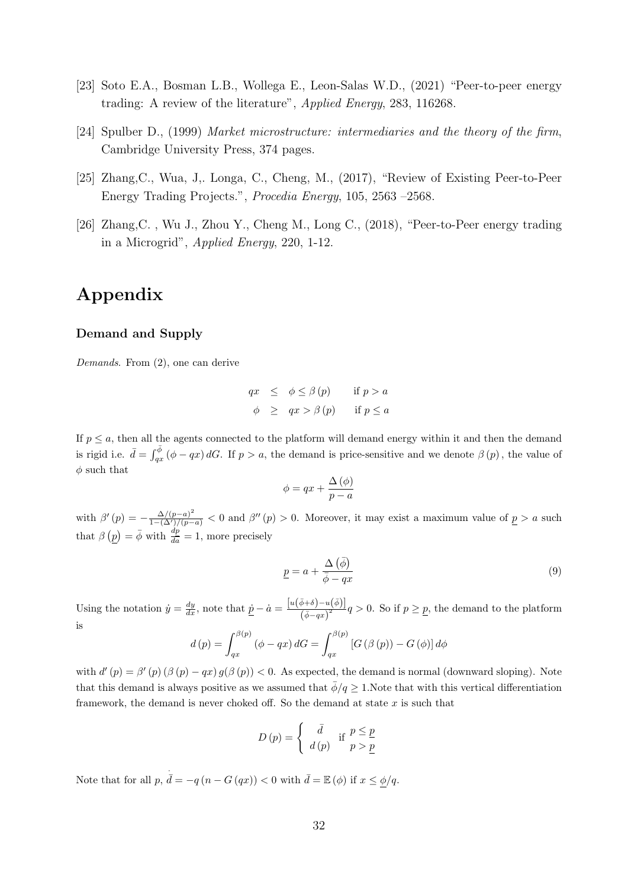[23] Soto E.A., Bosman L.B., Wollega E., Leon-Salas W.D., (2021) "Peer-to-peer energy trading: A review of the literature", *Applied Energy*, 283, 116268.

[24] Spulber D., (1999) *Market microstructure: intermediaries and the theory of the firm*, Cambridge University Press, 374 pages.

[25] Zhang,C., Wua, J,. Longa, C., Cheng, M., (2017), "Review of Existing Peer-to-Peer Energy Trading Projects.", *Procedia Energy*, 105, 2563 –2568.

[26] Zhang,C. , Wu J., Zhou Y., Cheng M., Long C., (2018), "Peer-to-Peer energy trading in a Microgrid", *Applied Energy*, 220, 1-12.

# Appendix

### Demand and Supply

*Demands*. From (2), one can derive

$$\begin{aligned} qx &\leq \phi \leq \beta(p) \qquad \text{if } p > a \\ \phi &\geq qx > \beta(p) \qquad \text{if } p \leq a \end{aligned}$$

If $p \leq a$, then all the agents connected to the platform will demand energy within it and then the demand is rigid i.e. $\bar{d} = \int_{qx}^{\bar{\phi}} (\phi - qx)\, dG$. If $p > a$, the demand is price-sensitive and we denote $\beta(p)$, the value of $\phi$ such that

$$\phi = qx + \frac{\Delta(\phi)}{p - a}$$

with $\beta'(p) = -\frac{\Delta/(p-a)^2}{1-(\Delta')/(p-a)} < 0$ and $\beta''(p) > 0$. Moreover, it may exist a maximum value of $\underline{p} > a$ such that $\beta(\underline{p}) = \bar{\phi}$ with $\frac{dp}{da} = 1$, more precisely

$$\underline{p} = a + \frac{\Delta(\bar{\phi})}{\bar{\phi} - qx} \tag{9}$$

Using the notation $\dot{y} = \frac{dy}{dx}$, note that $\dot{\underline{p}} - \dot{a} = \frac{\left[u(\bar{\phi}+\delta) - u(\bar{\phi})\right]}{\left(\bar{\phi}-qx\right)^2} q > 0$. So if $p \geq \underline{p}$, the demand to the platform is

$$d(p) = \int_{qx}^{\beta(p)} (\phi - qx)\, dG = \int_{qx}^{\beta(p)} \left[G(\beta(p)) - G(\phi)\right] d\phi$$

with $d'(p) = \beta'(p)(\beta(p) - qx)\, g(\beta(p)) < 0$. As expected, the demand is normal (downward sloping). Note that this demand is always positive as we assumed that $\bar{\phi}/q \geq 1$.Note that with this vertical differentiation framework, the demand is never choked off. So the demand at state $x$ is such that

$$D(p) = \begin{cases} \bar{d} & \text{if } p \leq \underline{p} \\ d(p) & \phantom{\text{if }} p > \underline{p} \end{cases}$$

Note that for all $p$, $\dot{\bar{d}} = -q(n - G(qx)) < 0$ with $\bar{d} = \mathbb{E}(\phi)$ if $x \leq \underline{\phi}/q$.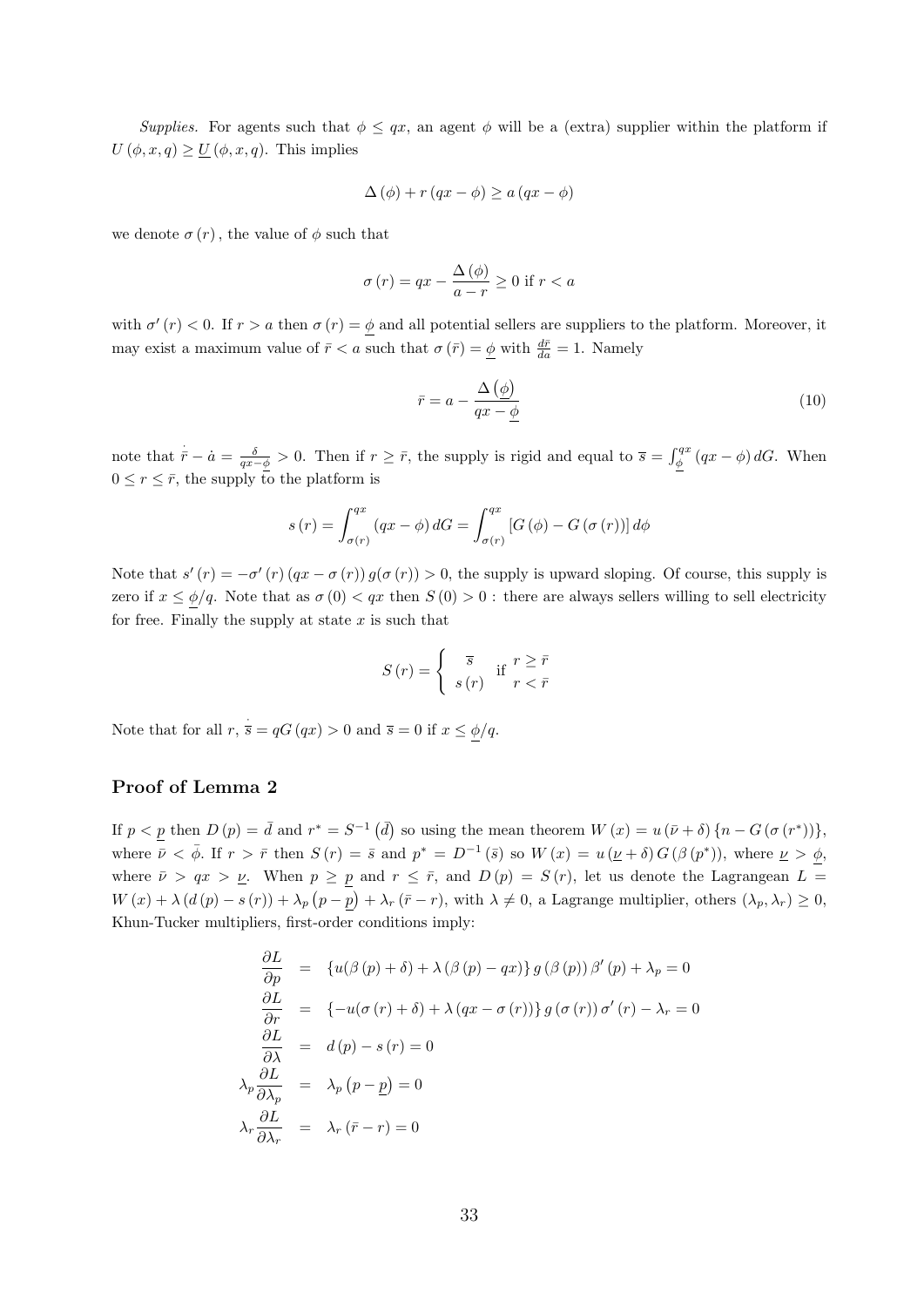*Supplies.* For agents such that $\phi \leq qx$, an agent $\phi$ will be a (extra) supplier within the platform if $U(\phi, x, q) \geq \underline{U}(\phi, x, q)$. This implies

$$\Delta(\phi) + r(qx - \phi) \geq a(qx - \phi)$$

we denote $\sigma(r)$, the value of $\phi$ such that

$$\sigma(r) = qx - \frac{\Delta(\phi)}{a - r} \geq 0 \text{ if } r < a$$

with $\sigma'(r) < 0$. If $r > a$ then $\sigma(r) = \underline{\phi}$ and all potential sellers are suppliers to the platform. Moreover, it may exist a maximum value of $\bar{r} < a$ such that $\sigma(\bar{r}) = \underline{\phi}$ with $\frac{d\bar{r}}{da} = 1$. Namely

$$\bar{r} = a - \frac{\Delta\left(\underline{\phi}\right)}{qx - \underline{\phi}} \tag{10}$$

note that $\dot{\bar{r}} - \dot{a} = \frac{\delta}{qx - \underline{\phi}} > 0$. Then if $r \geq \bar{r}$, the supply is rigid and equal to $\overline{s} = \int_{\underline{\phi}}^{qx} (qx - \phi)\, dG$. When $0 \leq r \leq \bar{r}$, the supply to the platform is

$$s(r) = \int_{\sigma(r)}^{qx} (qx - \phi)\, dG = \int_{\sigma(r)}^{qx} \left[G(\phi) - G(\sigma(r))\right] d\phi$$

Note that $s'(r) = -\sigma'(r)(qx - \sigma(r))\, g(\sigma(r)) > 0$, the supply is upward sloping. Of course, this supply is zero if $x \leq \underline{\phi}/q$. Note that as $\sigma(0) < qx$ then $S(0) > 0$ : there are always sellers willing to sell electricity for free. Finally the supply at state $x$ is such that

$$S(r) = \begin{cases} \overline{s} & \text{if } r \geq \bar{r} \\ s(r) & \phantom{\text{if }} r < \bar{r} \end{cases}$$

Note that for all $r$, $\dot{\overline{s}} = qG(qx) > 0$ and $\overline{s} = 0$ if $x \leq \underline{\phi}/q$.

## Proof of Lemma 2

If $p < \underline{p}$ then $D(p) = \bar{d}$ and $r^* = S^{-1}\left(\bar{d}\right)$ so using the mean theorem $W(x) = u(\bar{\nu} + \delta)\{n - G(\sigma(r^*))\}$, where $\bar{\nu} < \bar{\phi}$. If $r > \bar{r}$ then $S(r) = \bar{s}$ and $p^* = D^{-1}(\bar{s})$ so $W(x) = u(\underline{\nu} + \delta)\, G(\beta(p^*))$, where $\underline{\nu} > \underline{\phi}$, where $\bar{\nu} > qx > \underline{\nu}$. When $p \geq \underline{p}$ and $r \leq \bar{r}$, and $D(p) = S(r)$, let us denote the Lagrangean $L = W(x) + \lambda(d(p) - s(r)) + \lambda_p\left(p - \underline{p}\right) + \lambda_r(\bar{r} - r)$, with $\lambda \neq 0$, a Lagrange multiplier, others $(\lambda_p, \lambda_r) \geq 0$, Khun-Tucker multipliers, first-order conditions imply:

$$\begin{aligned}
\frac{\partial L}{\partial p} &= \{u(\beta(p) + \delta) + \lambda(\beta(p) - qx)\}\, g(\beta(p))\, \beta'(p) + \lambda_p = 0 \\
\frac{\partial L}{\partial r} &= \{-u(\sigma(r) + \delta) + \lambda(qx - \sigma(r))\}\, g(\sigma(r))\, \sigma'(r) - \lambda_r = 0 \\
\frac{\partial L}{\partial \lambda} &= d(p) - s(r) = 0 \\
\lambda_p \frac{\partial L}{\partial \lambda_p} &= \lambda_p\left(p - \underline{p}\right) = 0 \\
\lambda_r \frac{\partial L}{\partial \lambda_r} &= \lambda_r(\bar{r} - r) = 0
\end{aligned}$$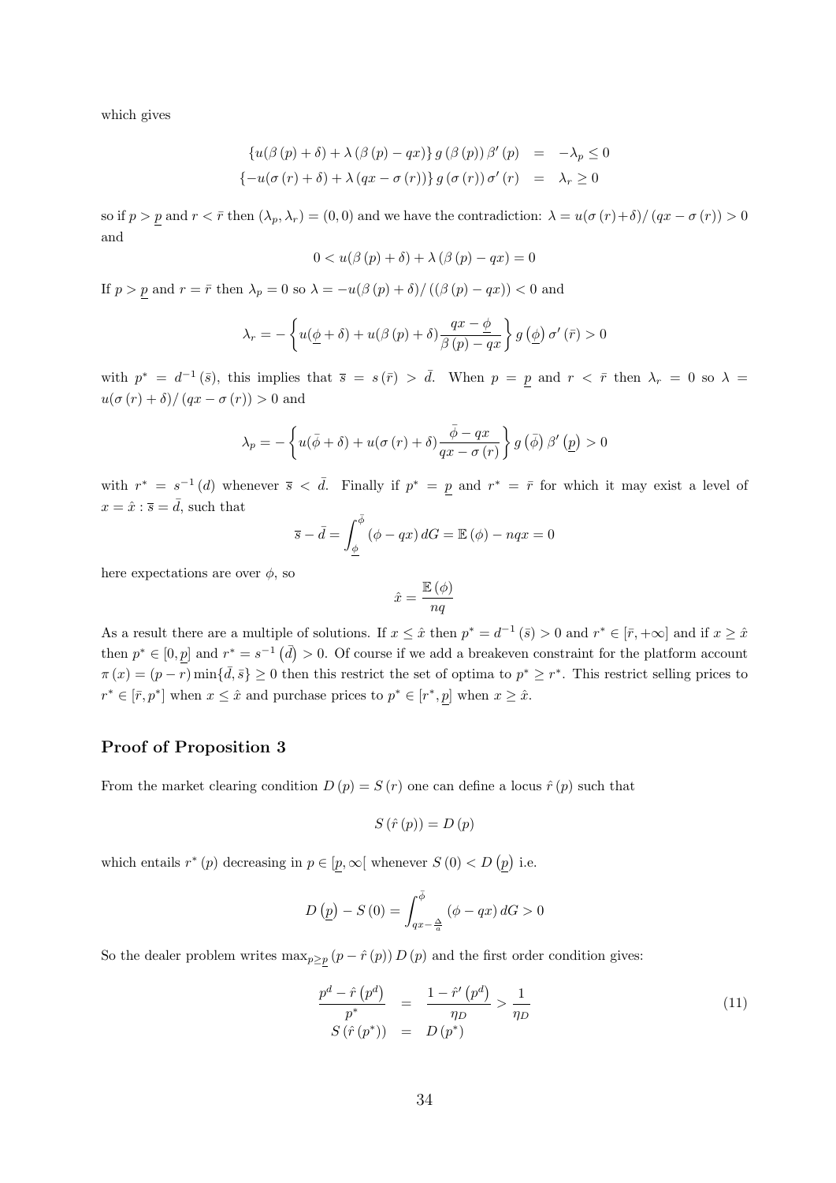which gives

$$
\begin{aligned}
\{u(\beta(p)+\delta)+\lambda(\beta(p)-qx)\}\, g(\beta(p))\,\beta'(p) &= -\lambda_p \leq 0 \\
\{-u(\sigma(r)+\delta)+\lambda(qx-\sigma(r))\}\, g(\sigma(r))\,\sigma'(r) &= \lambda_r \geq 0
\end{aligned}
$$

so if $p > \underline{p}$ and $r < \bar{r}$ then $(\lambda_p, \lambda_r) = (0,0)$ and we have the contradiction: $\lambda = u(\sigma(r)+\delta)/(qx-\sigma(r)) > 0$ and

$$
0 < u(\beta(p)+\delta)+\lambda(\beta(p)-qx) = 0
$$

If $p > \underline{p}$ and $r = \bar{r}$ then $\lambda_p = 0$ so $\lambda = -u(\beta(p)+\delta)/((\beta(p)-qx)) < 0$ and

$$
\lambda_r = -\left\{u(\underline{\phi}+\delta)+u(\beta(p)+\delta)\frac{qx-\underline{\phi}}{\beta(p)-qx}\right\} g\left(\underline{\phi}\right)\sigma'(\bar{r}) > 0
$$

with $p^* = d^{-1}(\bar{s})$, this implies that $\overline{s} = s(\bar{r}) > \bar{d}$. When $p = \underline{p}$ and $r < \bar{r}$ then $\lambda_r = 0$ so $\lambda = u(\sigma(r)+\delta)/(qx-\sigma(r)) > 0$ and

$$
\lambda_p = -\left\{u(\bar{\phi}+\delta)+u(\sigma(r)+\delta)\frac{\bar{\phi}-qx}{qx-\sigma(r)}\right\} g\left(\bar{\phi}\right)\beta'\left(\underline{p}\right) > 0
$$

with $r^* = s^{-1}(d)$ whenever $\overline{s} < \bar{d}$. Finally if $p^* = \underline{p}$ and $r^* = \bar{r}$ for which it may exist a level of $x = \hat{x} : \overline{s} = \bar{d}$, such that

$$
\overline{s} - \bar{d} = \int_{\underline{\phi}}^{\bar{\phi}} (\phi - qx)\, dG = \mathbb{E}(\phi) - nqx = 0
$$

here expectations are over $\phi$, so

$$
\hat{x} = \frac{\mathbb{E}(\phi)}{nq}
$$

As a result there are a multiple of solutions. If $x \leq \hat{x}$ then $p^* = d^{-1}(\bar{s}) > 0$ and $r^* \in [\bar{r}, +\infty]$ and if $x \geq \hat{x}$ then $p^* \in [0, \underline{p}]$ and $r^* = s^{-1}\left(\bar{d}\right) > 0$. Of course if we add a breakeven constraint for the platform account $\pi(x) = (p-r)\min\{\bar{d}, \bar{s}\} \geq 0$ then this restrict the set of optima to $p^* \geq r^*$. This restrict selling prices to $r^* \in [\bar{r}, p^*]$ when $x \leq \hat{x}$ and purchase prices to $p^* \in [r^*, \underline{p}]$ when $x \geq \hat{x}$.

## Proof of Proposition 3

From the market clearing condition $D(p) = S(r)$ one can define a locus $\hat{r}(p)$ such that

$$
S(\hat{r}(p)) = D(p)
$$

which entails $r^*(p)$ decreasing in $p \in [\underline{p}, \infty[$ whenever $S(0) < D\left(\underline{p}\right)$ i.e.

$$
D\left(\underline{p}\right) - S(0) = \int_{qx-\frac{\Delta}{a}}^{\bar{\phi}} (\phi - qx)\, dG > 0
$$

So the dealer problem writes $\max_{p \geq \underline{p}} (p - \hat{r}(p))\, D(p)$ and the first order condition gives:

$$
\begin{aligned}
\frac{p^d - \hat{r}\left(p^d\right)}{p^*} &= \frac{1-\hat{r}'\left(p^d\right)}{\eta_D} > \frac{1}{\eta_D} \\
S(\hat{r}(p^*)) &= D(p^*)
\end{aligned}
\tag{11}
$$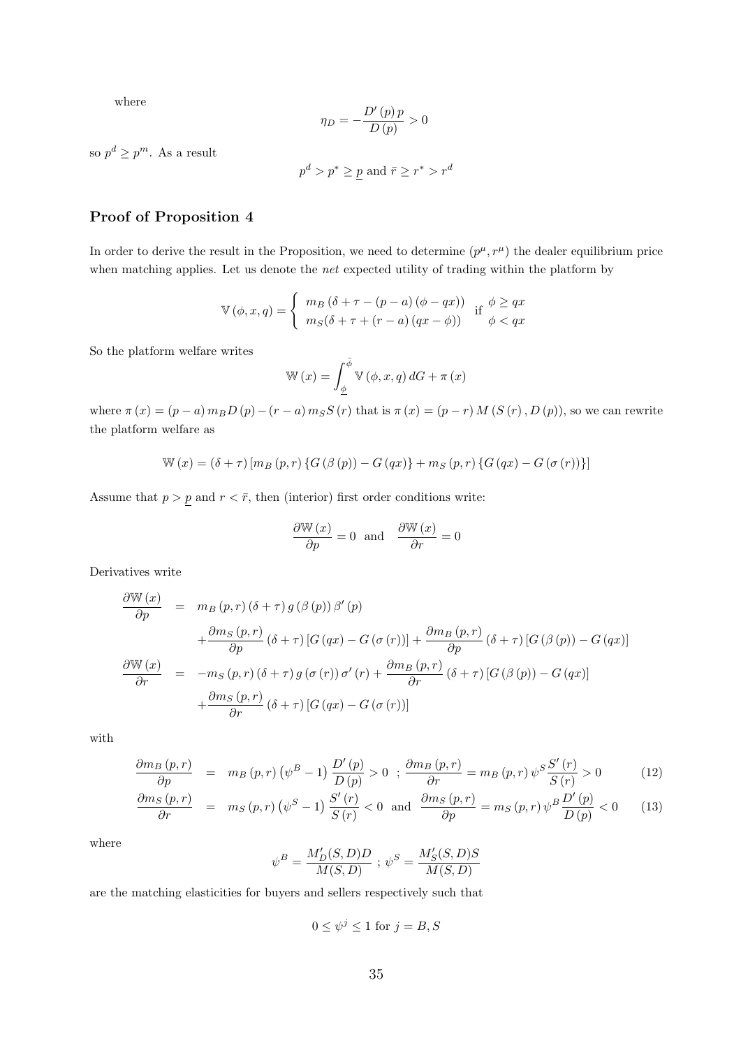where

$$\eta_D = -\frac{D'(p)\,p}{D(p)} > 0$$

so $p^d \geq p^m$. As a result

$$p^d > p^* \geq \underline{p} \text{ and } \bar{r} \geq r^* > r^d$$

## Proof of Proposition 4

In order to derive the result in the Proposition, we need to determine $(p^\mu, r^\mu)$ the dealer equilibrium price when matching applies. Let us denote the *net* expected utility of trading within the platform by

$$\mathbb{V}(\phi, x, q) = \begin{cases} m_B\left(\delta + \tau - (p-a)(\phi - qx)\right) & \text{if } \phi \geq qx \\ m_S(\delta + \tau + (r-a)(qx - \phi)) & \phantom{\text{if }} \phi < qx \end{cases}$$

So the platform welfare writes

$$\mathbb{W}(x) = \int_{\underline{\phi}}^{\bar{\phi}} \mathbb{V}(\phi, x, q)\, dG + \pi(x)$$

where $\pi(x) = (p-a)\, m_B D(p) - (r-a)\, m_S S(r)$ that is $\pi(x) = (p-r)\, M(S(r), D(p))$, so we can rewrite the platform welfare as

$$\mathbb{W}(x) = (\delta + \tau)\left[m_B(p,r)\left\{G(\beta(p)) - G(qx)\right\} + m_S(p,r)\left\{G(qx) - G(\sigma(r))\right\}\right]$$

Assume that $p > \underline{p}$ and $r < \bar{r}$, then (interior) first order conditions write:

$$\frac{\partial \mathbb{W}(x)}{\partial p} = 0 \text{ and } \frac{\partial \mathbb{W}(x)}{\partial r} = 0$$

Derivatives write

$$\begin{aligned}
\frac{\partial \mathbb{W}(x)}{\partial p} &= m_B(p,r)(\delta+\tau)\, g(\beta(p))\, \beta'(p) \\
&\quad + \frac{\partial m_S(p,r)}{\partial p}(\delta+\tau)\left[G(qx) - G(\sigma(r))\right] + \frac{\partial m_B(p,r)}{\partial p}(\delta+\tau)\left[G(\beta(p)) - G(qx)\right] \\
\frac{\partial \mathbb{W}(x)}{\partial r} &= -m_S(p,r)(\delta+\tau)\, g(\sigma(r))\, \sigma'(r) + \frac{\partial m_B(p,r)}{\partial r}(\delta+\tau)\left[G(\beta(p)) - G(qx)\right] \\
&\quad + \frac{\partial m_S(p,r)}{\partial r}(\delta+\tau)\left[G(qx) - G(\sigma(r))\right]
\end{aligned}$$

with

$$\frac{\partial m_B(p,r)}{\partial p} = m_B(p,r)\left(\psi^B - 1\right)\frac{D'(p)}{D(p)} > 0 \;;\; \frac{\partial m_B(p,r)}{\partial r} = m_B(p,r)\,\psi^S\frac{S'(r)}{S(r)} > 0 \tag{12}$$

$$\frac{\partial m_S(p,r)}{\partial r} = m_S(p,r)\left(\psi^S - 1\right)\frac{S'(r)}{S(r)} < 0 \text{ and } \frac{\partial m_S(p,r)}{\partial p} = m_S(p,r)\,\psi^B\frac{D'(p)}{D(p)} < 0 \tag{13}$$

where

$$\psi^B = \frac{M'_D(S,D)D}{M(S,D)} \;;\; \psi^S = \frac{M'_S(S,D)S}{M(S,D)}$$

are the matching elasticities for buyers and sellers respectively such that

$$0 \leq \psi^j \leq 1 \text{ for } j = B, S$$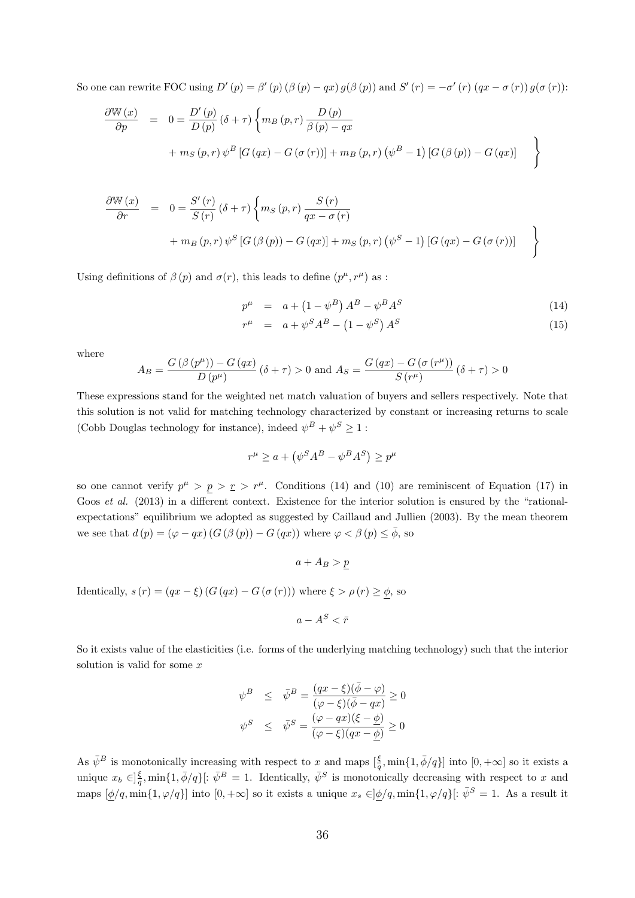So one can rewrite FOC using $D'(p) = \beta'(p)(\beta(p) - qx)\, g(\beta(p))$ and $S'(r) = -\sigma'(r)\,(qx - \sigma(r))\, g(\sigma(r))$:

$$
\begin{aligned}
\frac{\partial \mathbb{W}(x)}{\partial p} &= 0 = \frac{D'(p)}{D(p)}(\delta+\tau)\left\{ m_B(p,r)\frac{D(p)}{\beta(p)-qx} \right. \\
&\quad \left. + m_S(p,r)\,\psi^B\left[G(qx) - G(\sigma(r))\right] + m_B(p,r)\left(\psi^B - 1\right)\left[G(\beta(p)) - G(qx)\right] \right\}
\end{aligned}
$$

$$
\begin{aligned}
\frac{\partial \mathbb{W}(x)}{\partial r} &= 0 = \frac{S'(r)}{S(r)}(\delta+\tau)\left\{ m_S(p,r)\frac{S(r)}{qx-\sigma(r)} \right. \\
&\quad \left. + m_B(p,r)\,\psi^S\left[G(\beta(p)) - G(qx)\right] + m_S(p,r)\left(\psi^S - 1\right)\left[G(qx) - G(\sigma(r))\right] \right\}
\end{aligned}
$$

Using definitions of $\beta(p)$ and $\sigma(r)$, this leads to define $(p^\mu, r^\mu)$ as :

$$
\begin{aligned}
p^\mu &= a + \left(1-\psi^B\right)A^B - \psi^B A^S &(14)\\
r^\mu &= a + \psi^S A^B - \left(1-\psi^S\right)A^S &(15)
\end{aligned}
$$

where

$$
A_B = \frac{G(\beta(p^\mu)) - G(qx)}{D(p^\mu)}(\delta+\tau) > 0 \text{ and } A_S = \frac{G(qx) - G(\sigma(r^\mu))}{S(r^\mu)}(\delta+\tau) > 0
$$

These expressions stand for the weighted net match valuation of buyers and sellers respectively. Note that this solution is not valid for matching technology characterized by constant or increasing returns to scale (Cobb Douglas technology for instance), indeed $\psi^B + \psi^S \geq 1$ :

$$
r^\mu \geq a + \left(\psi^S A^B - \psi^B A^S\right) \geq p^\mu
$$

so one cannot verify $p^\mu > \underline{p} > \underline{r} > r^\mu$. Conditions (14) and (10) are reminiscent of Equation (17) in Goos *et al.* (2013) in a different context. Existence for the interior solution is ensured by the "rational-expectations" equilibrium we adopted as suggested by Caillaud and Jullien (2003). By the mean theorem we see that $d(p) = (\varphi - qx)(G(\beta(p)) - G(qx))$ where $\varphi < \beta(p) \leq \bar{\phi}$, so

$$
a + A_B > \underline{p}
$$

Identically, $s(r) = (qx - \xi)(G(qx) - G(\sigma(r)))$ where $\xi > \rho(r) \geq \underline{\phi}$, so

$$
a - A^S < \bar{r}
$$

So it exists value of the elasticities (i.e. forms of the underlying matching technology) such that the interior solution is valid for some $x$

$$
\begin{aligned}
\psi^B &\leq \bar{\psi}^B = \frac{(qx-\xi)(\bar{\phi}-\varphi)}{(\varphi-\xi)(\bar{\phi}-qx)} \geq 0 \\
\psi^S &\leq \bar{\psi}^S = \frac{(\varphi-qx)(\xi-\underline{\phi})}{(\varphi-\xi)(qx-\underline{\phi})} \geq 0
\end{aligned}
$$

As $\bar{\psi}^B$ is monotonically increasing with respect to $x$ and maps $[\frac{\xi}{q}, \min\{1, \bar{\phi}/q\}]$ into $[0, +\infty]$ so it exists a unique $x_b \in ]\frac{\xi}{q}, \min\{1, \bar{\phi}/q\}[$: $\bar{\psi}^B = 1$. Identically, $\bar{\psi}^S$ is monotonically decreasing with respect to $x$ and maps $[\underline{\phi}/q, \min\{1, \varphi/q\}]$ into $[0, +\infty]$ so it exists a unique $x_s \in ]\underline{\phi}/q, \min\{1, \varphi/q\}[$: $\bar{\psi}^S = 1$. As a result it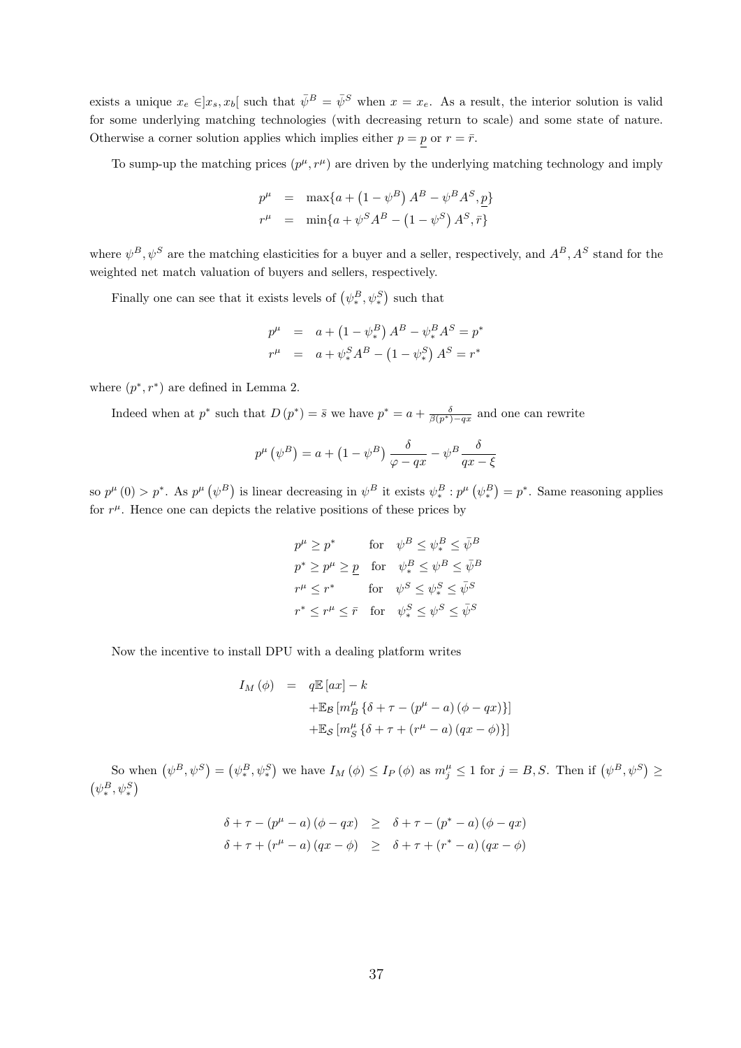exists a unique $x_e \in ]x_s, x_b[$ such that $\bar{\psi}^B = \bar{\psi}^S$ when $x = x_e$. As a result, the interior solution is valid for some underlying matching technologies (with decreasing return to scale) and some state of nature. Otherwise a corner solution applies which implies either $p = \underline{p}$ or $r = \bar{r}$.

To sump-up the matching prices $(p^\mu, r^\mu)$ are driven by the underlying matching technology and imply

$$
\begin{aligned}
p^\mu &= \max\{a + \left(1 - \psi^B\right) A^B - \psi^B A^S, \underline{p}\} \\
r^\mu &= \min\{a + \psi^S A^B - \left(1 - \psi^S\right) A^S, \bar{r}\}
\end{aligned}
$$

where $\psi^B, \psi^S$ are the matching elasticities for a buyer and a seller, respectively, and $A^B, A^S$ stand for the weighted net match valuation of buyers and sellers, respectively.

Finally one can see that it exists levels of $\left(\psi^B_*, \psi^S_*\right)$ such that

$$
\begin{aligned}
p^\mu &= a + \left(1 - \psi^B_*\right) A^B - \psi^B_* A^S = p^* \\
r^\mu &= a + \psi^S_* A^B - \left(1 - \psi^S_*\right) A^S = r^*
\end{aligned}
$$

where $(p^*, r^*)$ are defined in Lemma 2.

Indeed when at $p^*$ such that $D\left(p^*\right) = \bar{s}$ we have $p^* = a + \frac{\delta}{\beta(p^*) - qx}$ and one can rewrite

$$
p^\mu\left(\psi^B\right) = a + \left(1 - \psi^B\right) \frac{\delta}{\varphi - qx} - \psi^B \frac{\delta}{qx - \xi}
$$

so $p^\mu(0) > p^*$. As $p^\mu\left(\psi^B\right)$ is linear decreasing in $\psi^B$ it exists $\psi^B_* : p^\mu\left(\psi^B_*\right) = p^*$. Same reasoning applies for $r^\mu$. Hence one can depicts the relative positions of these prices by

$$
\begin{array}{ll}
p^\mu \geq p^* & \text{for} \quad \psi^B \leq \psi^B_* \leq \bar{\psi}^B \\
p^* \geq p^\mu \geq \underline{p} & \text{for} \quad \psi^B_* \leq \psi^B \leq \bar{\psi}^B \\
r^\mu \leq r^* & \text{for} \quad \psi^S \leq \psi^S_* \leq \bar{\psi}^S \\
r^* \leq r^\mu \leq \bar{r} & \text{for} \quad \psi^S_* \leq \psi^S \leq \bar{\psi}^S
\end{array}
$$

Now the incentive to install DPU with a dealing platform writes

$$
\begin{aligned}
I_M(\phi) = \; & q\mathbb{E}[ax] - k \\
& + \mathbb{E}_{\mathcal{B}}\left[m^\mu_B \left\{\delta + \tau - \left(p^\mu - a\right)\left(\phi - qx\right)\right\}\right] \\
& + \mathbb{E}_{\mathcal{S}}\left[m^\mu_S \left\{\delta + \tau + \left(r^\mu - a\right)\left(qx - \phi\right)\right\}\right]
\end{aligned}
$$

So when $\left(\psi^B, \psi^S\right) = \left(\psi^B_*, \psi^S_*\right)$ we have $I_M(\phi) \leq I_P(\phi)$ as $m^\mu_j \leq 1$ for $j = B, S$. Then if $\left(\psi^B, \psi^S\right) \geq \left(\psi^B_*, \psi^S_*\right)$

$$
\begin{aligned}
\delta + \tau - \left(p^\mu - a\right)\left(\phi - qx\right) &\geq \delta + \tau - \left(p^* - a\right)\left(\phi - qx\right) \\
\delta + \tau + \left(r^\mu - a\right)\left(qx - \phi\right) &\geq \delta + \tau + \left(r^* - a\right)\left(qx - \phi\right)
\end{aligned}
$$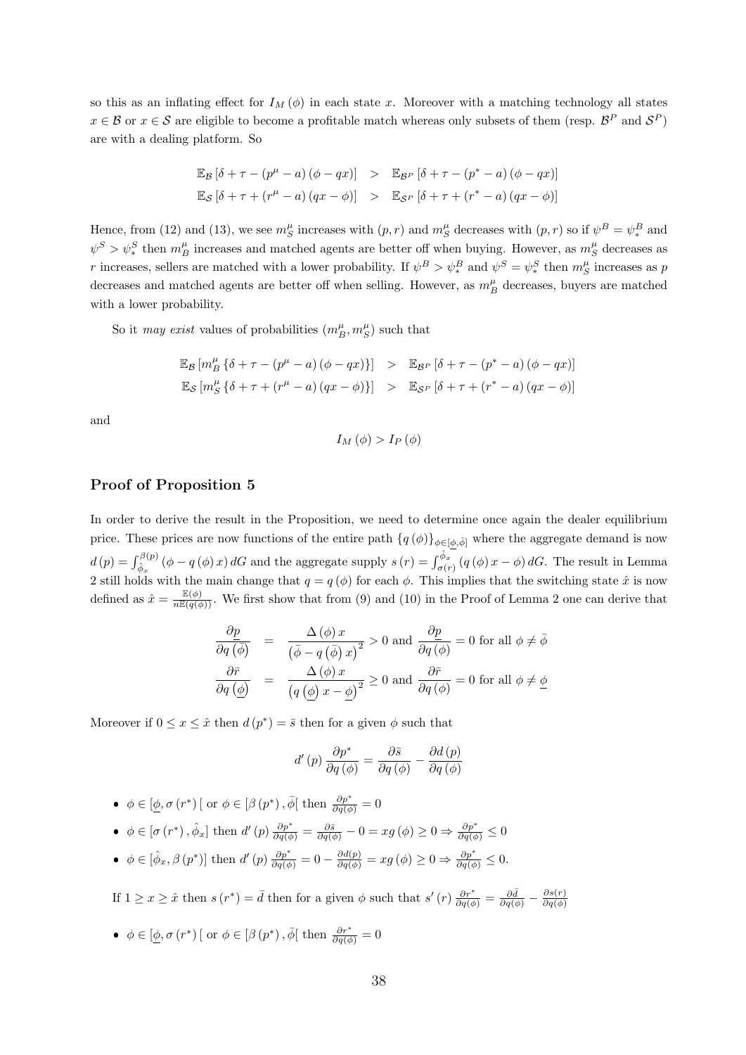so this as an inflating effect for $I_M(\phi)$ in each state $x$. Moreover with a matching technology all states $x \in \mathcal{B}$ or $x \in \mathcal{S}$ are eligible to become a profitable match whereas only subsets of them (resp. $\mathcal{B}^P$ and $\mathcal{S}^P$) are with a dealing platform. So

$$
\begin{aligned}
\mathbb{E}_{\mathcal{B}}\left[\delta + \tau - (p^{\mu} - a)(\phi - qx)\right] &> \mathbb{E}_{\mathcal{B}^P}\left[\delta + \tau - (p^{*} - a)(\phi - qx)\right] \\
\mathbb{E}_{\mathcal{S}}\left[\delta + \tau + (r^{\mu} - a)(qx - \phi)\right] &> \mathbb{E}_{\mathcal{S}^P}\left[\delta + \tau + (r^{*} - a)(qx - \phi)\right]
\end{aligned}
$$

Hence, from (12) and (13), we see $m_S^{\mu}$ increases with $(p, r)$ and $m_S^{\mu}$ decreases with $(p, r)$ so if $\psi^B = \psi_*^B$ and $\psi^S > \psi_*^S$ then $m_B^{\mu}$ increases and matched agents are better off when buying. However, as $m_S^{\mu}$ decreases as $r$ increases, sellers are matched with a lower probability. If $\psi^B > \psi_*^B$ and $\psi^S = \psi_*^S$ then $m_S^{\mu}$ increases as $p$ decreases and matched agents are better off when selling. However, as $m_B^{\mu}$ decreases, buyers are matched with a lower probability.

So it *may exist* values of probabilities $(m_B^{\mu}, m_S^{\mu})$ such that

$$
\begin{aligned}
\mathbb{E}_{\mathcal{B}}\left[m_B^{\mu}\left\{\delta + \tau - (p^{\mu} - a)(\phi - qx)\right\}\right] &> \mathbb{E}_{\mathcal{B}^P}\left[\delta + \tau - (p^{*} - a)(\phi - qx)\right] \\
\mathbb{E}_{\mathcal{S}}\left[m_S^{\mu}\left\{\delta + \tau + (r^{\mu} - a)(qx - \phi)\right\}\right] &> \mathbb{E}_{\mathcal{S}^P}\left[\delta + \tau + (r^{*} - a)(qx - \phi)\right]
\end{aligned}
$$

and

$$I_M(\phi) > I_P(\phi)$$

## Proof of Proposition 5

In order to derive the result in the Proposition, we need to determine once again the dealer equilibrium price. These prices are now functions of the entire path $\{q(\phi)\}_{\phi \in [\underline{\phi}, \bar{\phi}]}$ where the aggregate demand is now $d(p) = \int_{\hat{\phi}_x}^{\beta(p)} (\phi - q(\phi)x)\, dG$ and the aggregate supply $s(r) = \int_{\sigma(r)}^{\hat{\phi}_x} (q(\phi)x - \phi)\, dG$. The result in Lemma 2 still holds with the main change that $q = q(\phi)$ for each $\phi$. This implies that the switching state $\hat{x}$ is now defined as $\hat{x} = \frac{\mathbb{E}(\phi)}{n\mathbb{E}(q(\phi))}$. We first show that from (9) and (10) in the Proof of Lemma 2 one can derive that

$$
\begin{aligned}
\frac{\partial \underline{p}}{\partial q(\bar{\phi})} &= \frac{\Delta(\phi)\, x}{\left(\bar{\phi} - q(\bar{\phi})\, x\right)^2} > 0 \text{ and } \frac{\partial \underline{p}}{\partial q(\phi)} = 0 \text{ for all } \phi \neq \bar{\phi} \\
\frac{\partial \bar{r}}{\partial q(\underline{\phi})} &= \frac{\Delta(\phi)\, x}{\left(q(\underline{\phi})\, x - \underline{\phi}\right)^2} \geq 0 \text{ and } \frac{\partial \bar{r}}{\partial q(\phi)} = 0 \text{ for all } \phi \neq \underline{\phi}
\end{aligned}
$$

Moreover if $0 \leq x \leq \hat{x}$ then $d(p^*) = \bar{s}$ then for a given $\phi$ such that

$$d'(p)\, \frac{\partial p^*}{\partial q(\phi)} = \frac{\partial \bar{s}}{\partial q(\phi)} - \frac{\partial d(p)}{\partial q(\phi)}$$

- $\phi \in [\underline{\phi}, \sigma(r^*)[$ or $\phi \in [\beta(p^*), \bar{\phi}[$ then $\frac{\partial p^*}{\partial q(\phi)} = 0$
- $\phi \in [\sigma(r^*), \hat{\phi}_x]$ then $d'(p)\, \frac{\partial p^*}{\partial q(\phi)} = \frac{\partial \bar{s}}{\partial q(\phi)} - 0 = xg(\phi) \geq 0 \Rightarrow \frac{\partial p^*}{\partial q(\phi)} \leq 0$
- $\phi \in [\hat{\phi}_x, \beta(p^*)]$ then $d'(p)\, \frac{\partial p^*}{\partial q(\phi)} = 0 - \frac{\partial d(p)}{\partial q(\phi)} = xg(\phi) \geq 0 \Rightarrow \frac{\partial p^*}{\partial q(\phi)} \leq 0.$

If $1 \geq x \geq \hat{x}$ then $s(r^*) = \bar{d}$ then for a given $\phi$ such that $s'(r)\, \frac{\partial r^*}{\partial q(\phi)} = \frac{\partial \bar{d}}{\partial q(\phi)} - \frac{\partial s(r)}{\partial q(\phi)}$

- $\phi \in [\underline{\phi}, \sigma(r^*)[$ or $\phi \in [\beta(p^*), \bar{\phi}[$ then $\frac{\partial r^*}{\partial q(\phi)} = 0$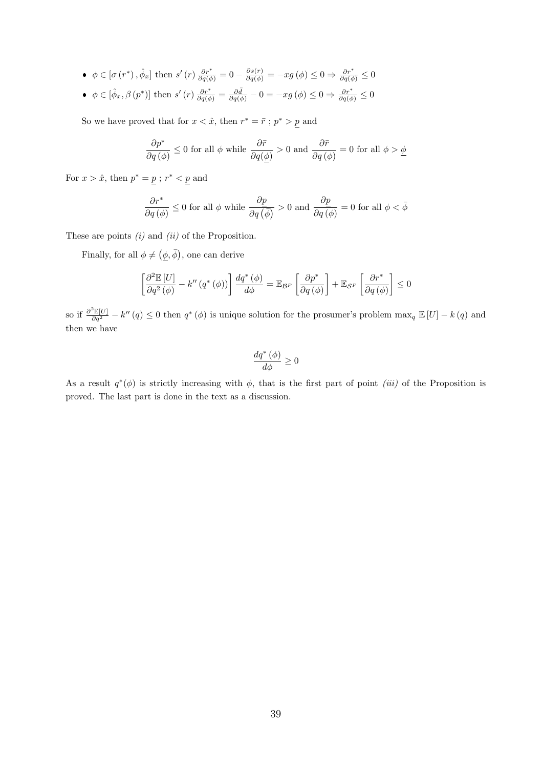- $\phi \in [\sigma(r^*), \hat{\phi}_x]$ then $s'(r) \frac{\partial r^*}{\partial q(\phi)} = 0 - \frac{\partial s(r)}{\partial q(\phi)} = -xg(\phi) \leq 0 \Rightarrow \frac{\partial r^*}{\partial q(\phi)} \leq 0$
- $\phi \in [\hat{\phi}_x, \beta(p^*)]$ then $s'(r) \frac{\partial r^*}{\partial q(\phi)} = \frac{\partial \bar{d}}{\partial q(\phi)} - 0 = -xg(\phi) \leq 0 \Rightarrow \frac{\partial r^*}{\partial q(\phi)} \leq 0$

So we have proved that for $x < \hat{x}$, then $r^* = \bar{r}$ ; $p^* > \underline{p}$ and

$$\frac{\partial p^*}{\partial q(\phi)} \leq 0 \text{ for all } \phi \text{ while } \frac{\partial \bar{r}}{\partial q(\underline{\phi})} > 0 \text{ and } \frac{\partial \bar{r}}{\partial q(\phi)} = 0 \text{ for all } \phi > \underline{\phi}$$

For $x > \hat{x}$, then $p^* = \underline{p}$ ; $r^* < \underline{p}$ and

$$\frac{\partial r^*}{\partial q(\phi)} \leq 0 \text{ for all } \phi \text{ while } \frac{\partial \underline{p}}{\partial q(\bar{\phi})} > 0 \text{ and } \frac{\partial \underline{p}}{\partial q(\phi)} = 0 \text{ for all } \phi < \bar{\phi}$$

These are points *(i)* and *(ii)* of the Proposition.

Finally, for all $\phi \neq (\underline{\phi}, \bar{\phi})$, one can derive

$$\left[\frac{\partial^2 \mathbb{E}[U]}{\partial q^2(\phi)} - k''(q^*(\phi))\right] \frac{dq^*(\phi)}{d\phi} = \mathbb{E}_{\mathcal{B}^P}\left[\frac{\partial p^*}{\partial q(\phi)}\right] + \mathbb{E}_{\mathcal{S}^P}\left[\frac{\partial r^*}{\partial q(\phi)}\right] \leq 0$$

so if $\frac{\partial^2 \mathbb{E}[U]}{\partial q^2} - k''(q) \leq 0$ then $q^*(\phi)$ is unique solution for the prosumer's problem $\max_q \mathbb{E}[U] - k(q)$ and then we have

$$\frac{dq^*(\phi)}{d\phi} \geq 0$$

As a result $q^*(\phi)$ is strictly increasing with $\phi$, that is the first part of point *(iii)* of the Proposition is proved. The last part is done in the text as a discussion.